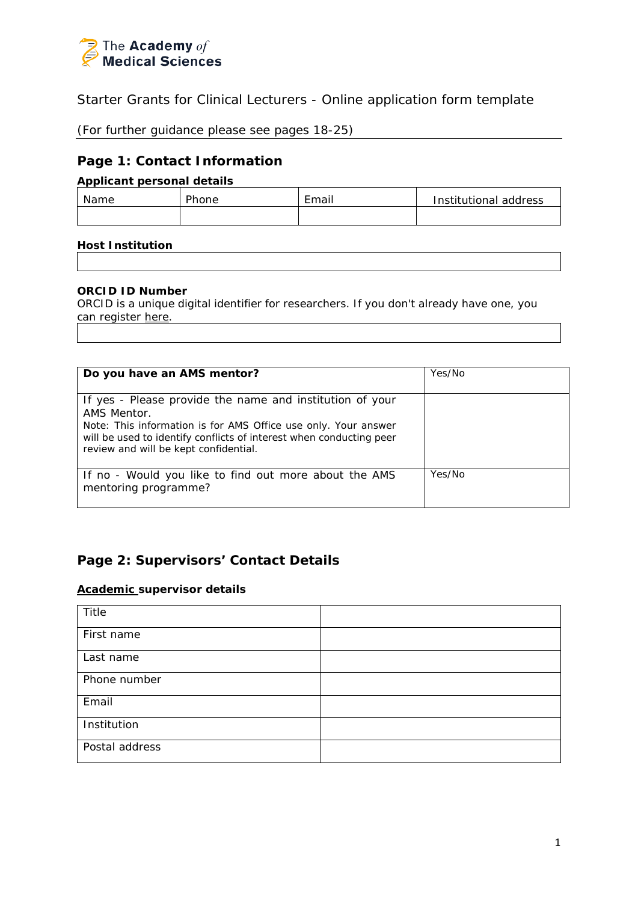The Academy of Medical Sciences

Starter Grants for Clinical Lecturers - Online application form template

(For further guidance please see pages 18-25)

## Page 1: Contact Information

**Applicant personal details**

| Name | Phone | Email | Institutional address |
|---|---|---|---|
| | | | |

**Host Institution**

| |
|---|
| |

**ORCID ID Number**

ORCID is a unique digital identifier for researchers. If you don't already have one, you can register here.

| |
|---|
| |

| **Do you have an AMS mentor?** | Yes/No |
|---|---|
| If yes - Please provide the name and institution of your AMS Mentor. Note: This information is for AMS Office use only. Your answer will be used to identify conflicts of interest when conducting peer review and will be kept confidential. | |
| If no - Would you like to find out more about the AMS mentoring programme? | Yes/No |

## Page 2: Supervisors' Contact Details

**Academic supervisor details**

| Title | |
|---|---|
| First name | |
| Last name | |
| Phone number | |
| Email | |
| Institution | |
| Postal address | |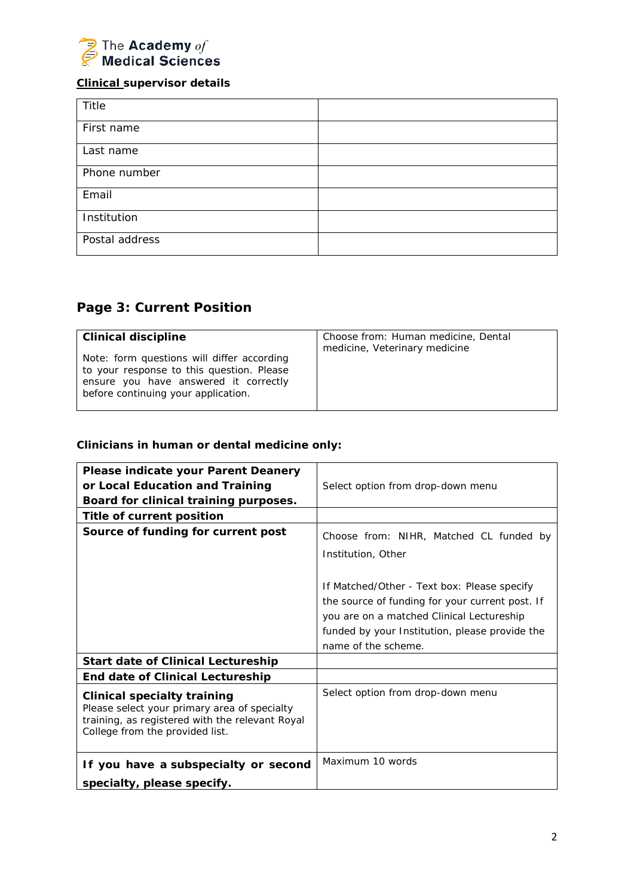**Clinical supervisor details**

| | |
|---|---|
| Title | |
| First name | |
| Last name | |
| Phone number | |
| Email | |
| Institution | |
| Postal address | |

## Page 3: Current Position

| | |
|---|---|
| **Clinical discipline**<br><br>Note: form questions will differ according to your response to this question. Please ensure you have answered it correctly before continuing your application. | Choose from: Human medicine, Dental medicine, Veterinary medicine |

**Clinicians in human or dental medicine only:**

| | |
|---|---|
| **Please indicate your Parent Deanery or Local Education and Training Board for clinical training purposes.** | Select option from drop-down menu |
| **Title of current position** | |
| **Source of funding for current post** | Choose from: NIHR, Matched CL funded by Institution, Other<br><br>If Matched/Other - Text box: Please specify the source of funding for your current post. If you are on a matched Clinical Lectureship funded by your Institution, please provide the name of the scheme. |
| **Start date of Clinical Lectureship** | |
| **End date of Clinical Lectureship** | |
| **Clinical specialty training**<br>Please select your primary area of specialty training, as registered with the relevant Royal College from the provided list. | Select option from drop-down menu |
| **If you have a subspecialty or second specialty, please specify.** | Maximum 10 words |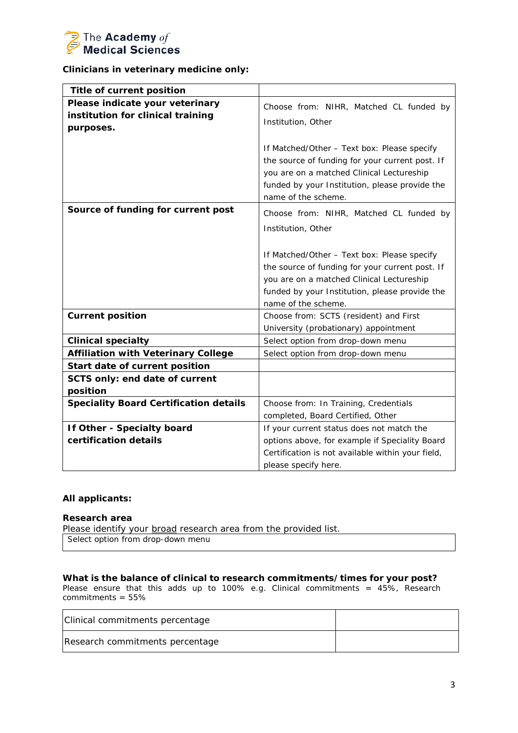**Clinicians in veterinary medicine only:**

| **Title of current position** | |
|---|---|
| **Please indicate your veterinary institution for clinical training purposes.** | Choose from: NIHR, Matched CL funded by Institution, Other<br><br>If Matched/Other – Text box: Please specify the source of funding for your current post. If you are on a matched Clinical Lectureship funded by your Institution, please provide the name of the scheme. |
| **Source of funding for current post** | Choose from: NIHR, Matched CL funded by Institution, Other<br><br>If Matched/Other – Text box: Please specify the source of funding for your current post. If you are on a matched Clinical Lectureship funded by your Institution, please provide the name of the scheme. |
| **Current position** | Choose from: SCTS (resident) and First University (probationary) appointment |
| **Clinical specialty** | Select option from drop-down menu |
| **Affiliation with Veterinary College** | Select option from drop-down menu |
| **Start date of current position** | |
| **SCTS only: end date of current position** | |
| **Speciality Board Certification details** | Choose from: In Training, Credentials completed, Board Certified, Other |
| **If Other - Specialty board certification details** | If your current status does not match the options above, for example if Speciality Board Certification is not available within your field, please specify here. |

**All applicants:**

**Research area**

Please identify your broad research area from the provided list.

| Select option from drop-down menu |
|---|

**What is the balance of clinical to research commitments/times for your post?**

Please ensure that this adds up to 100% e.g. Clinical commitments = 45%, Research commitments = 55%

| Clinical commitments percentage | |
|---|---|
| Research commitments percentage | |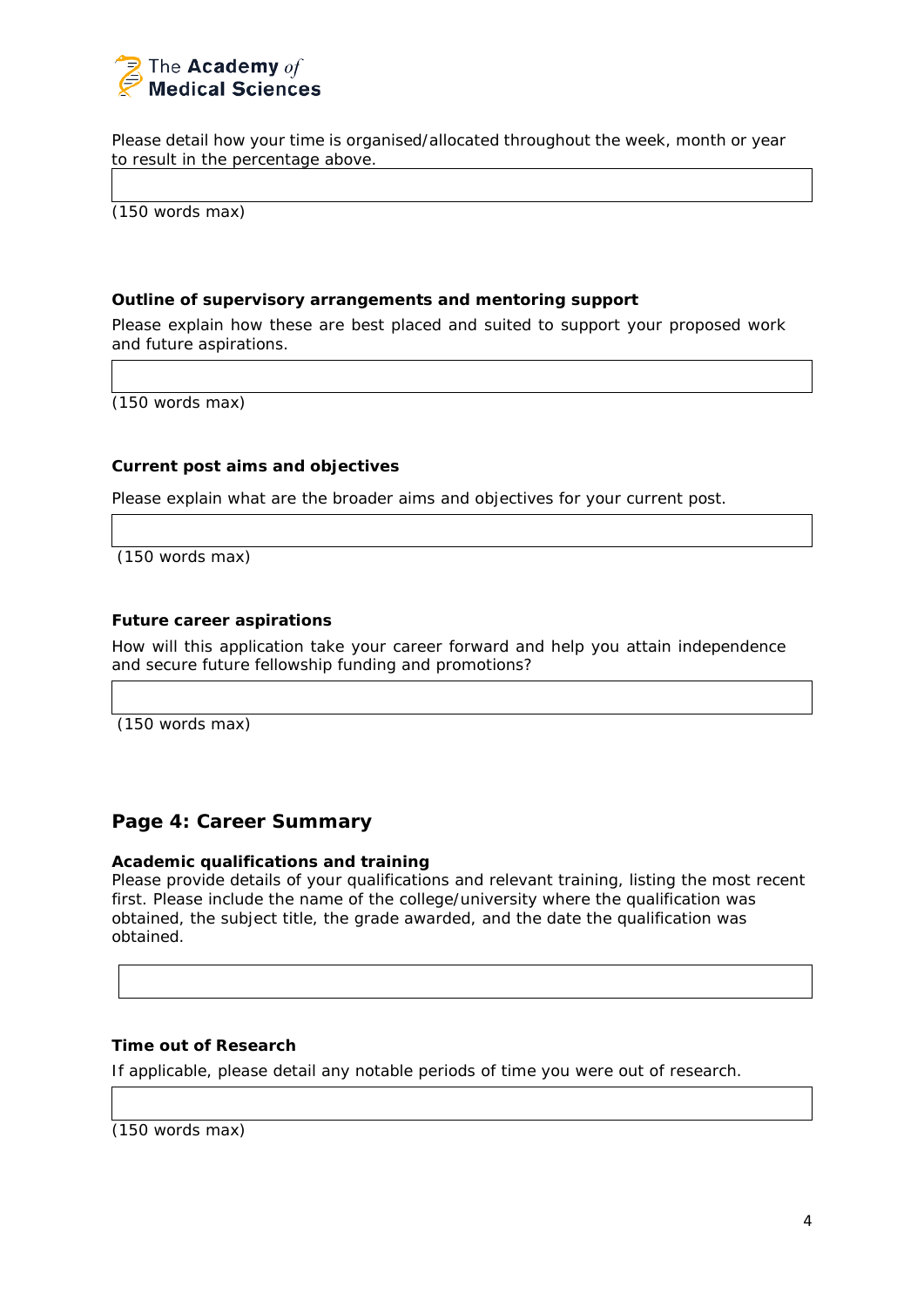Please detail how your time is organised/allocated throughout the week, month or year to result in the percentage above.

| |
|---|
| |

(150 words max)

**Outline of supervisory arrangements and mentoring support**

Please explain how these are best placed and suited to support your proposed work and future aspirations.

| |
|---|
| |

(150 words max)

**Current post aims and objectives**

Please explain what are the broader aims and objectives for your current post.

| |
|---|
| |

(150 words max)

**Future career aspirations**

How will this application take your career forward and help you attain independence and secure future fellowship funding and promotions?

| |
|---|
| |

(150 words max)

## Page 4: Career Summary

**Academic qualifications and training**

Please provide details of your qualifications and relevant training, listing the most recent first. Please include the name of the college/university where the qualification was obtained, the subject title, the grade awarded, and the date the qualification was obtained.

| |
|---|
| |

**Time out of Research**

If applicable, please detail any notable periods of time you were out of research.

| |
|---|
| |

(150 words max)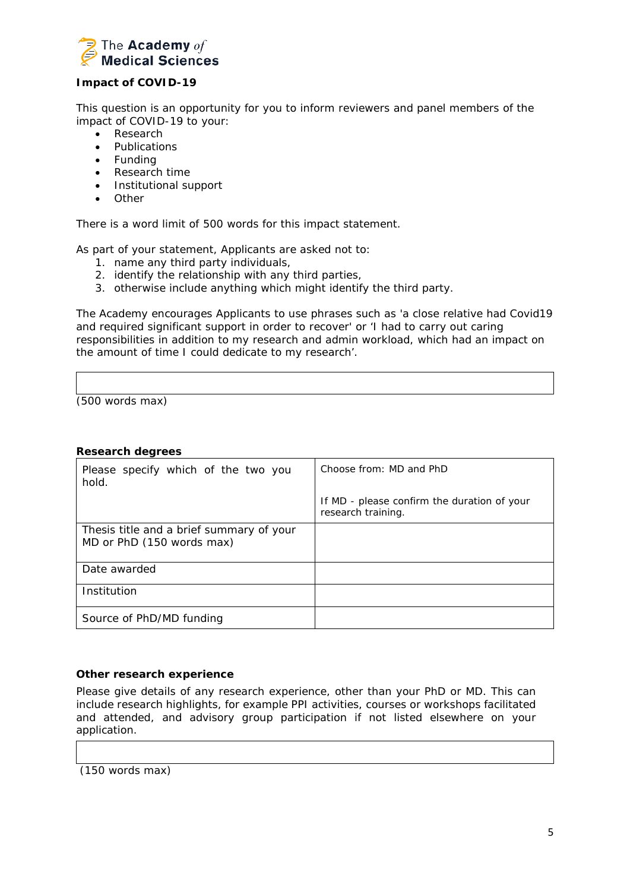### Impact of COVID-19

This question is an opportunity for you to inform reviewers and panel members of the impact of COVID-19 to your:

- Research
- Publications
- Funding
- Research time
- Institutional support
- Other

There is a word limit of 500 words for this impact statement.

As part of your statement, Applicants are asked not to:

1. name any third party individuals,
2. identify the relationship with any third parties,
3. otherwise include anything which might identify the third party.

The Academy encourages Applicants to use phrases such as 'a close relative had Covid19 and required significant support in order to recover' or 'I had to carry out caring responsibilities in addition to my research and admin workload, which had an impact on the amount of time I could dedicate to my research'.

| |
|---|
| |

(500 words max)

### Research degrees

| Please specify which of the two you hold. | Choose from: MD and PhD<br><br>If MD - please confirm the duration of your research training. |
|---|---|
| Thesis title and a brief summary of your MD or PhD (150 words max) | |
| Date awarded | |
| Institution | |
| Source of PhD/MD funding | |

### Other research experience

Please give details of any research experience, other than your PhD or MD. This can include research highlights, for example PPI activities, courses or workshops facilitated and attended, and advisory group participation if not listed elsewhere on your application.

| |
|---|
| |

(150 words max)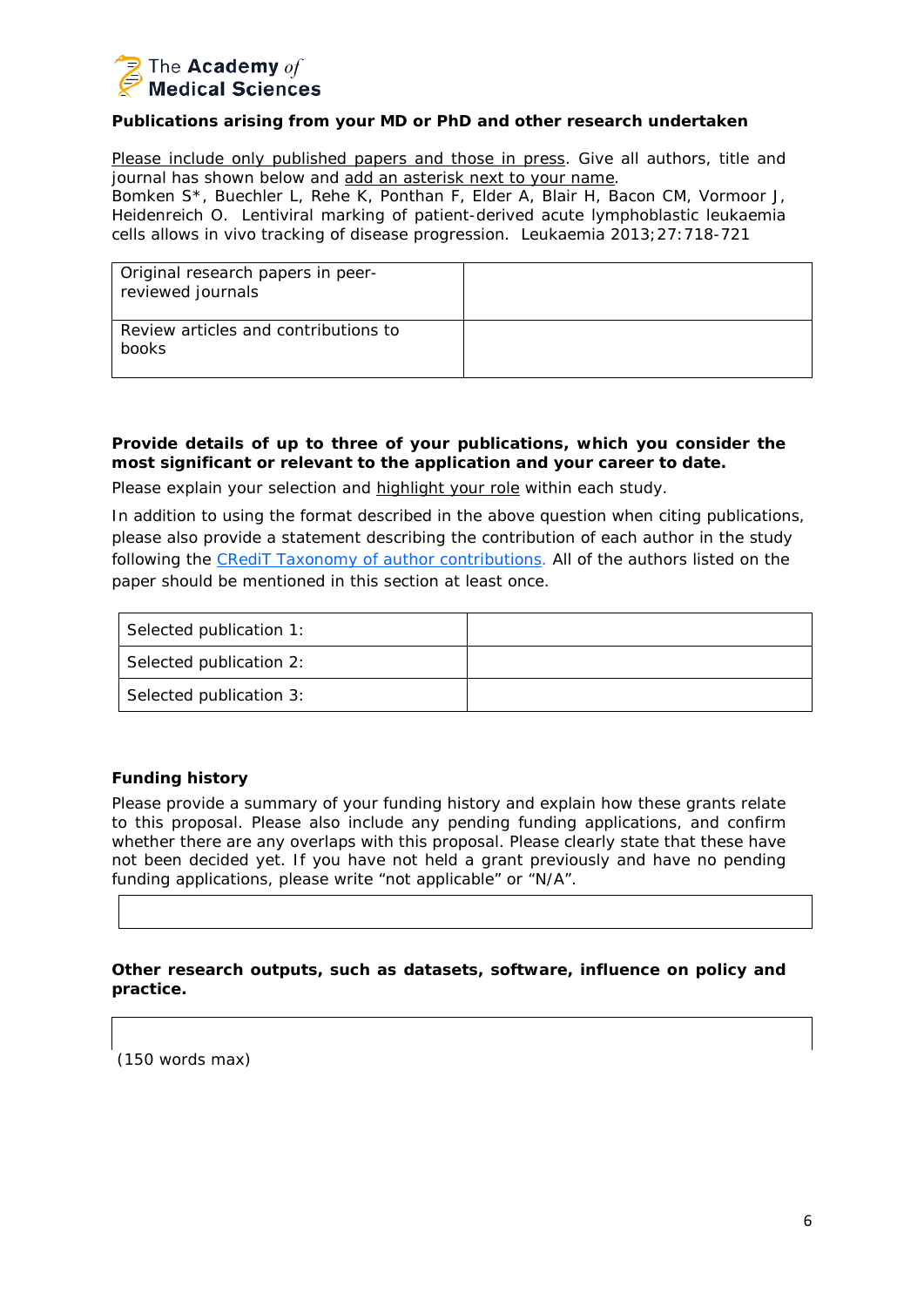**Publications arising from your MD or PhD and other research undertaken**

Please include only published papers and those in press. Give all authors, title and journal has shown below and add an asterisk next to your name.
Bomken S*, Buechler L, Rehe K, Ponthan F, Elder A, Blair H, Bacon CM, Vormoor J, Heidenreich O. Lentiviral marking of patient-derived acute lymphoblastic leukaemia cells allows in vivo tracking of disease progression. Leukaemia 2013;27:718-721

| | |
|---|---|
| Original research papers in peer-reviewed journals | |
| Review articles and contributions to books | |

**Provide details of up to three of your publications, which you consider the most significant or relevant to the application and your career to date.**

Please explain your selection and highlight your role within each study.

In addition to using the format described in the above question when citing publications, please also provide a statement describing the contribution of each author in the study following the CRediT Taxonomy of author contributions. All of the authors listed on the paper should be mentioned in this section at least once.

| | |
|---|---|
| Selected publication 1: | |
| Selected publication 2: | |
| Selected publication 3: | |

**Funding history**

Please provide a summary of your funding history and explain how these grants relate to this proposal. Please also include any pending funding applications, and confirm whether there are any overlaps with this proposal. Please clearly state that these have not been decided yet. If you have not held a grant previously and have no pending funding applications, please write "not applicable" or "N/A".

**Other research outputs, such as datasets, software, influence on policy and practice.**

(150 words max)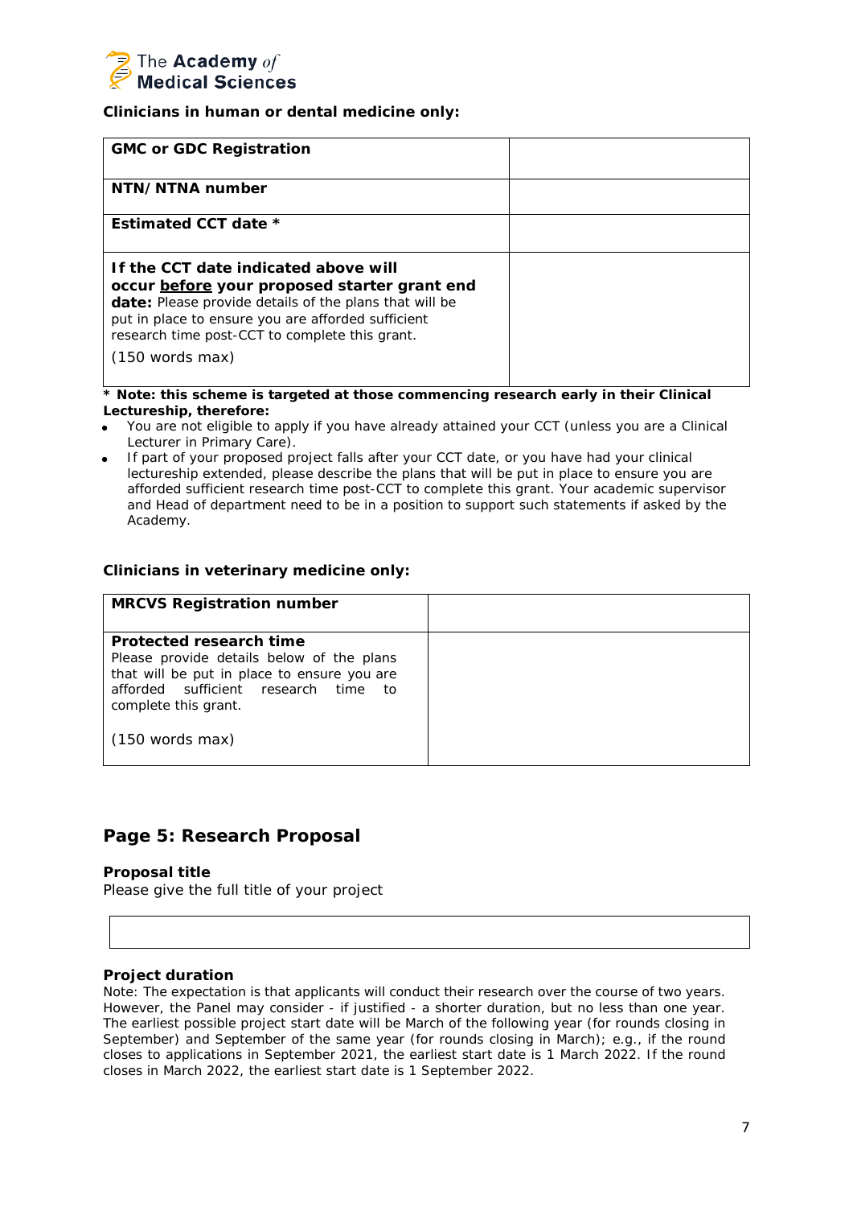**Clinicians in human or dental medicine only:**

| **GMC or GDC Registration** | |
|---|---|
| **NTN/NTNA number** | |
| **Estimated CCT date *** | |
| **If the CCT date indicated above will occur <u>before</u> your proposed starter grant end date:** Please provide details of the plans that will be put in place to ensure you are afforded sufficient research time post-CCT to complete this grant.<br><br>(150 words max) | |

**\* Note: this scheme is targeted at those commencing research early in their Clinical Lectureship, therefore:**

- You are not eligible to apply if you have already attained your CCT (unless you are a Clinical Lecturer in Primary Care).
- If part of your proposed project falls after your CCT date, or you have had your clinical lectureship extended, please describe the plans that will be put in place to ensure you are afforded sufficient research time post-CCT to complete this grant. Your academic supervisor and Head of department need to be in a position to support such statements if asked by the Academy.

**Clinicians in veterinary medicine only:**

| **MRCVS Registration number** | |
|---|---|
| **Protected research time**<br>Please provide details below of the plans that will be put in place to ensure you are afforded sufficient research time to complete this grant.<br><br>(150 words max) | |

## Page 5: Research Proposal

**Proposal title**

Please give the full title of your project

| |
|---|
| |

**Project duration**

Note: The expectation is that applicants will conduct their research over the course of two years. However, the Panel may consider - if justified - a shorter duration, but no less than one year. The earliest possible project start date will be March of the following year (for rounds closing in September) and September of the same year (for rounds closing in March); e.g., if the round closes to applications in September 2021, the earliest start date is 1 March 2022. If the round closes in March 2022, the earliest start date is 1 September 2022.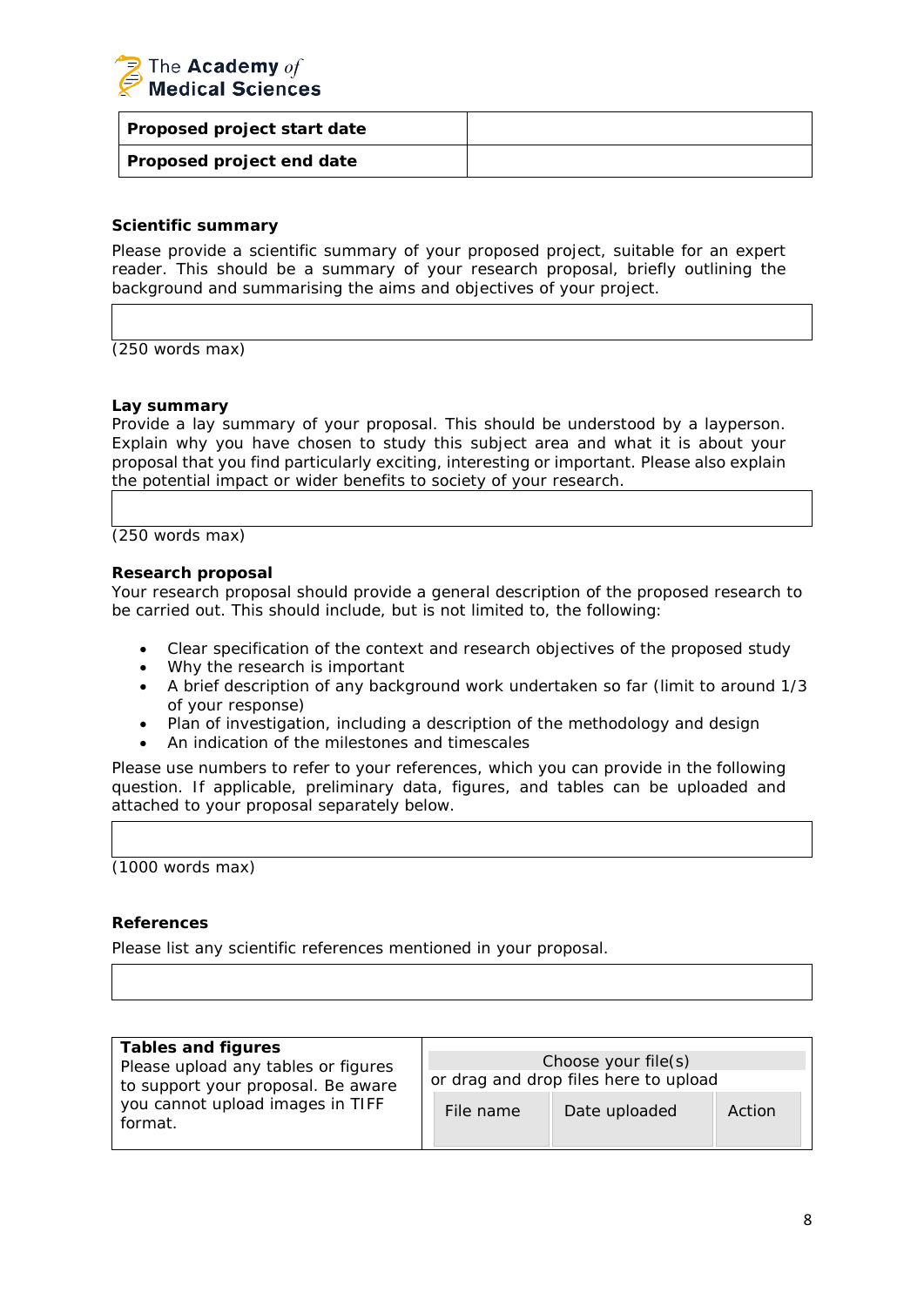| Proposed project start date | |
|---|---|
| **Proposed project end date** | |

**Scientific summary**

Please provide a scientific summary of your proposed project, suitable for an expert reader. This should be a summary of your research proposal, briefly outlining the background and summarising the aims and objectives of your project.

| |
|---|

(250 words max)

**Lay summary**

Provide a lay summary of your proposal. This should be understood by a layperson. Explain why you have chosen to study this subject area and what it is about your proposal that you find particularly exciting, interesting or important. Please also explain the potential impact or wider benefits to society of your research.

| |
|---|

(250 words max)

**Research proposal**

Your research proposal should provide a general description of the proposed research to be carried out. This should include, but is not limited to, the following:

- Clear specification of the context and research objectives of the proposed study
- Why the research is important
- A brief description of any background work undertaken so far (limit to around 1/3 of your response)
- Plan of investigation, including a description of the methodology and design
- An indication of the milestones and timescales

Please use numbers to refer to your references, which you can provide in the following question. If applicable, preliminary data, figures, and tables can be uploaded and attached to your proposal separately below.

| |
|---|

(1000 words max)

**References**

Please list any scientific references mentioned in your proposal.

| |
|---|

| **Tables and figures**<br>Please upload any tables or figures to support your proposal. Be aware you cannot upload images in TIFF format. | Choose your file(s)<br>or drag and drop files here to upload |
|---|---|

| File name | Date uploaded | Action |
|---|---|---|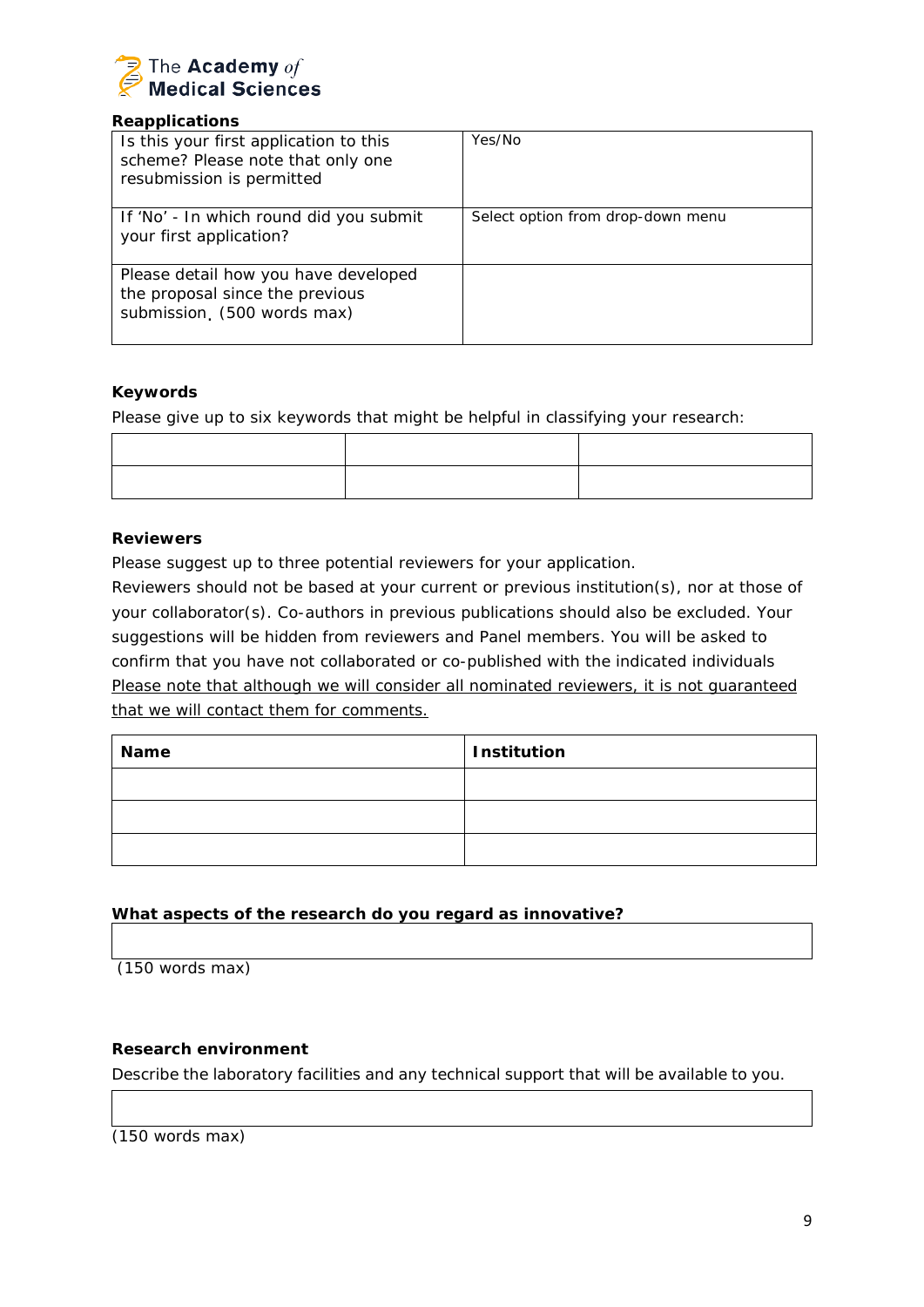**Reapplications**

| Is this your first application to this scheme? Please note that only one resubmission is permitted | Yes/No |
|---|---|
| If 'No' - In which round did you submit your first application? | Select option from drop-down menu |
| Please detail how you have developed the proposal since the previous submission. (500 words max) | |

**Keywords**

Please give up to six keywords that might be helpful in classifying your research:

| | | |
|---|---|---|
| | | |
| | | |

**Reviewers**

Please suggest up to three potential reviewers for your application.

Reviewers should not be based at your current or previous institution(s), nor at those of your collaborator(s). Co-authors in previous publications should also be excluded. Your suggestions will be hidden from reviewers and Panel members. You will be asked to confirm that you have not collaborated or co-published with the indicated individuals

Please note that although we will consider all nominated reviewers, it is not guaranteed that we will contact them for comments.

| Name | Institution |
|---|---|
| | |
| | |
| | |

**What aspects of the research do you regard as innovative?**

| |
|---|
| |

(150 words max)

**Research environment**

Describe the laboratory facilities and any technical support that will be available to you.

| |
|---|
| |

(150 words max)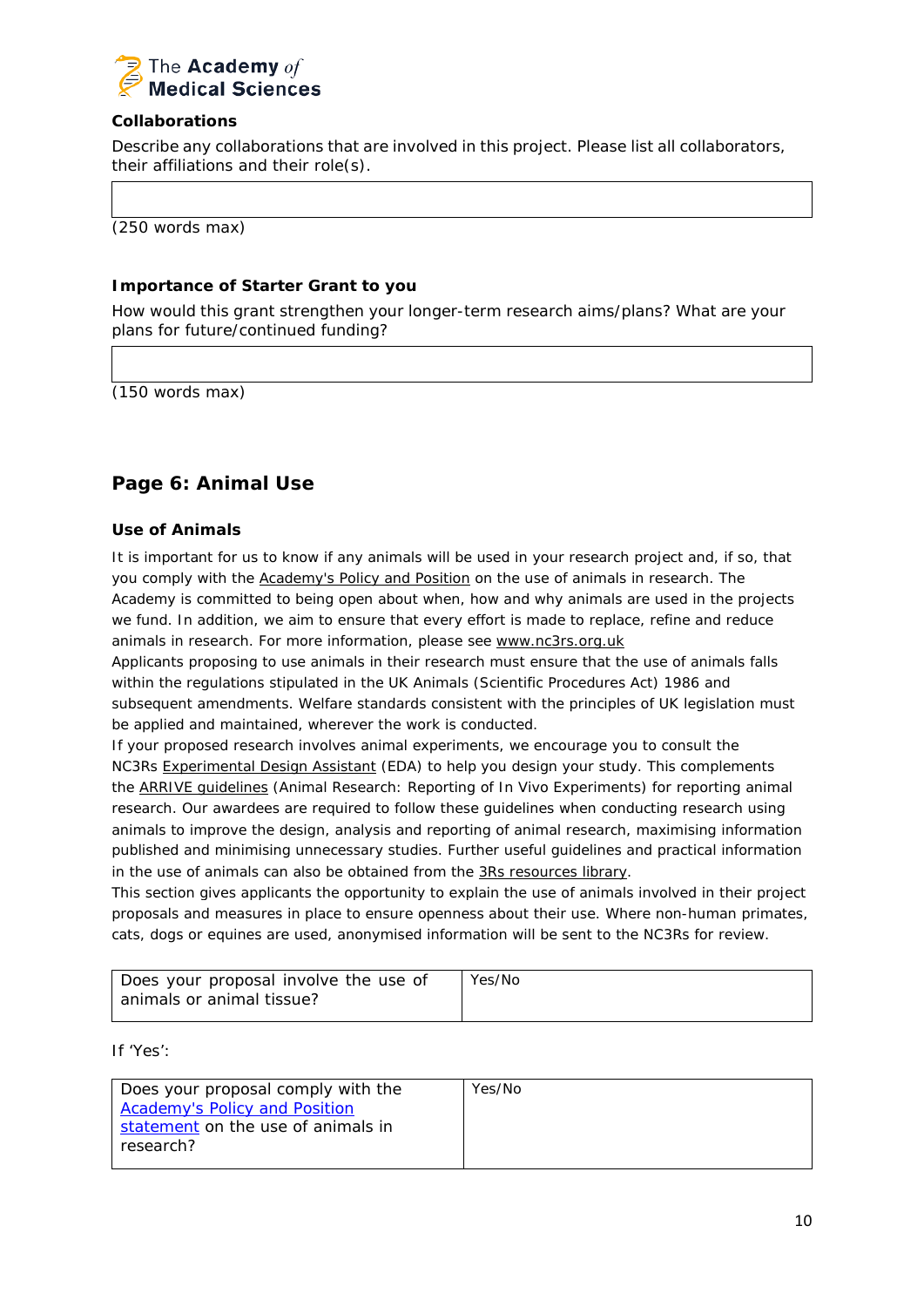### Collaborations

Describe any collaborations that are involved in this project. Please list all collaborators, their affiliations and their role(s).

| |
|---|
| |

(250 words max)

### Importance of Starter Grant to you

How would this grant strengthen your longer-term research aims/plans? What are your plans for future/continued funding?

| |
|---|
| |

(150 words max)

## Page 6: Animal Use

### Use of Animals

It is important for us to know if any animals will be used in your research project and, if so, that you comply with the Academy's Policy and Position on the use of animals in research. The Academy is committed to being open about when, how and why animals are used in the projects we fund. In addition, we aim to ensure that every effort is made to replace, refine and reduce animals in research. For more information, please see www.nc3rs.org.uk

Applicants proposing to use animals in their research must ensure that the use of animals falls within the regulations stipulated in the UK Animals (Scientific Procedures Act) 1986 and subsequent amendments. Welfare standards consistent with the principles of UK legislation must be applied and maintained, wherever the work is conducted.

If your proposed research involves animal experiments, we encourage you to consult the NC3Rs Experimental Design Assistant (EDA) to help you design your study. This complements the ARRIVE guidelines (Animal Research: Reporting of In Vivo Experiments) for reporting animal research. Our awardees are required to follow these guidelines when conducting research using animals to improve the design, analysis and reporting of animal research, maximising information published and minimising unnecessary studies. Further useful guidelines and practical information in the use of animals can also be obtained from the 3Rs resources library.

This section gives applicants the opportunity to explain the use of animals involved in their project proposals and measures in place to ensure openness about their use. Where non-human primates, cats, dogs or equines are used, anonymised information will be sent to the NC3Rs for review.

| Does your proposal involve the use of animals or animal tissue? | Yes/No |
|---|---|

If 'Yes':

| Does your proposal comply with the Academy's Policy and Position statement on the use of animals in research? | Yes/No |
|---|---|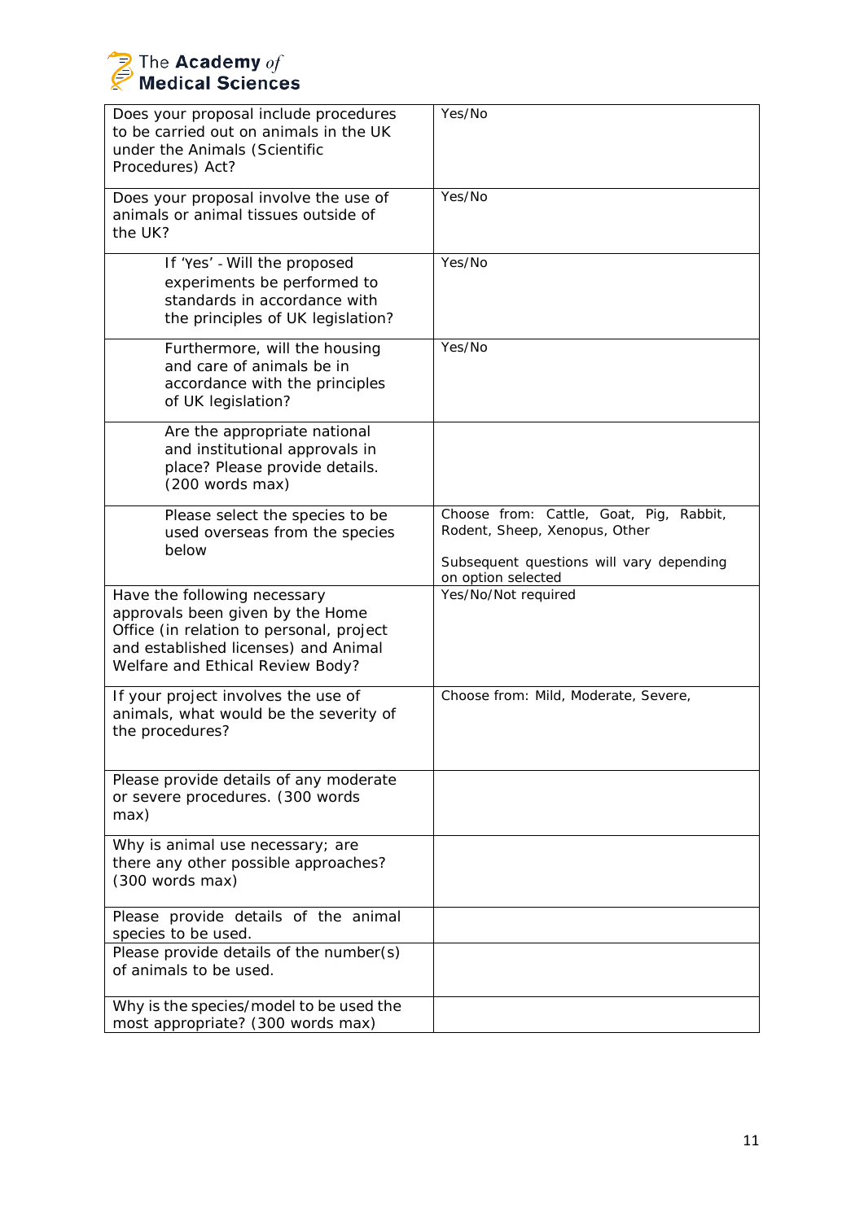| Does your proposal include procedures to be carried out on animals in the UK under the Animals (Scientific Procedures) Act? | Yes/No |
|---|---|
| Does your proposal involve the use of animals or animal tissues outside of the UK? | Yes/No |
| If 'Yes' - Will the proposed experiments be performed to standards in accordance with the principles of UK legislation? | Yes/No |
| Furthermore, will the housing and care of animals be in accordance with the principles of UK legislation? | Yes/No |
| Are the appropriate national and institutional approvals in place? Please provide details. (200 words max) | |
| Please select the species to be used overseas from the species below | Choose from: Cattle, Goat, Pig, Rabbit, Rodent, Sheep, Xenopus, Other<br><br>Subsequent questions will vary depending on option selected |
| Have the following necessary approvals been given by the Home Office (in relation to personal, project and established licenses) and Animal Welfare and Ethical Review Body? | Yes/No/Not required |
| If your project involves the use of animals, what would be the severity of the procedures? | Choose from: Mild, Moderate, Severe, |
| Please provide details of any moderate or severe procedures. (300 words max) | |
| Why is animal use necessary; are there any other possible approaches? (300 words max) | |
| Please provide details of the animal species to be used. | |
| Please provide details of the number(s) of animals to be used. | |
| Why is the species/model to be used the most appropriate? (300 words max) | |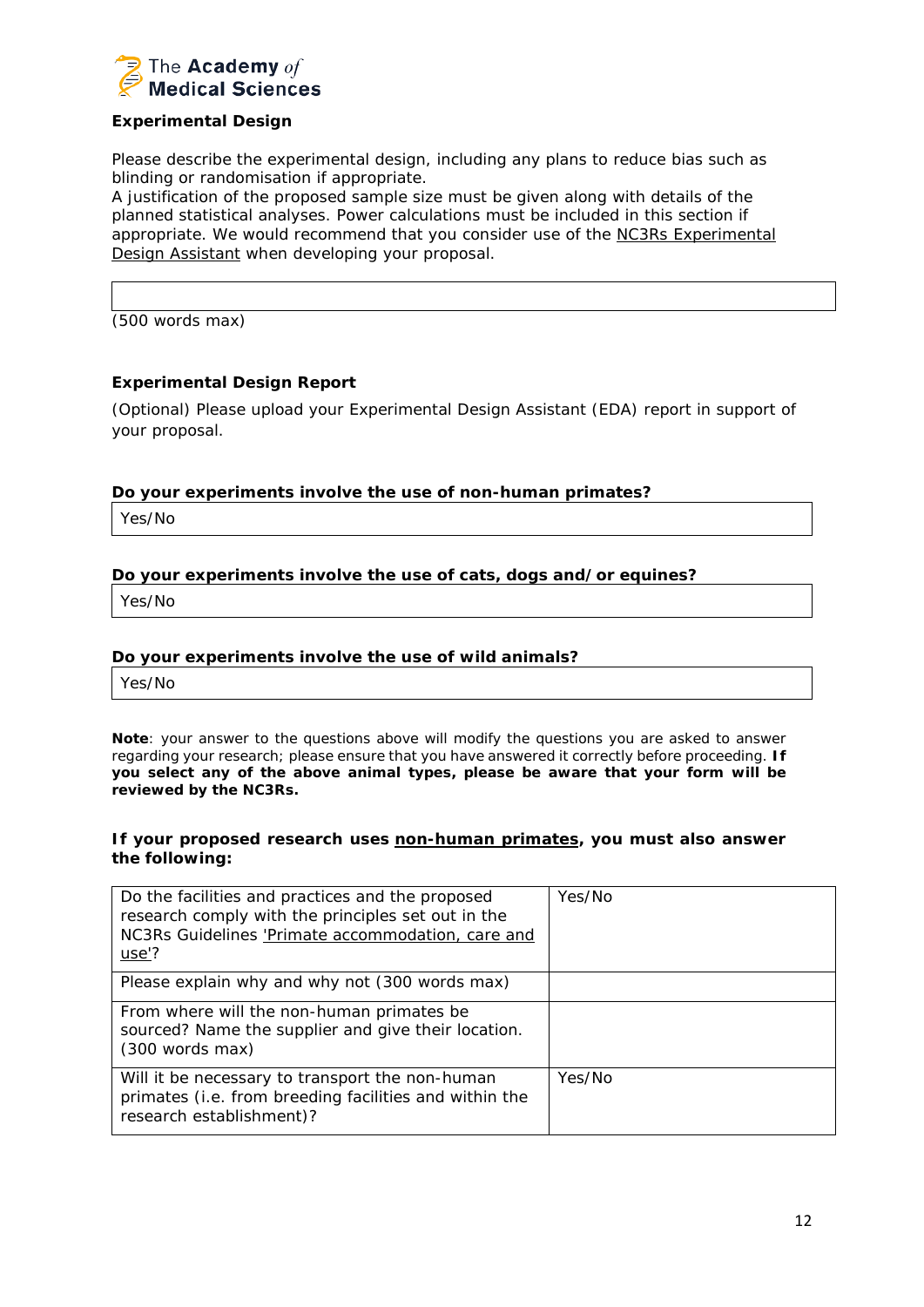**Experimental Design**

Please describe the experimental design, including any plans to reduce bias such as blinding or randomisation if appropriate.
A justification of the proposed sample size must be given along with details of the planned statistical analyses. Power calculations must be included in this section if appropriate. We would recommend that you consider use of the NC3Rs Experimental Design Assistant when developing your proposal.

| |
|---|
| |

(500 words max)

**Experimental Design Report**

(Optional) Please upload your Experimental Design Assistant (EDA) report in support of your proposal.

**Do your experiments involve the use of non-human primates?**

| Yes/No |
|---|

**Do your experiments involve the use of cats, dogs and/or equines?**

| Yes/No |
|---|

**Do your experiments involve the use of wild animals?**

| Yes/No |
|---|

**Note**: your answer to the questions above will modify the questions you are asked to answer regarding your research; please ensure that you have answered it correctly before proceeding. **If you select any of the above animal types, please be aware that your form will be reviewed by the NC3Rs.**

**If your proposed research uses non-human primates, you must also answer the following:**

| | |
|---|---|
| Do the facilities and practices and the proposed research comply with the principles set out in the NC3Rs Guidelines 'Primate accommodation, care and use'? | Yes/No |
| Please explain why and why not (300 words max) | |
| From where will the non-human primates be sourced? Name the supplier and give their location. (300 words max) | |
| Will it be necessary to transport the non-human primates (i.e. from breeding facilities and within the research establishment)? | Yes/No |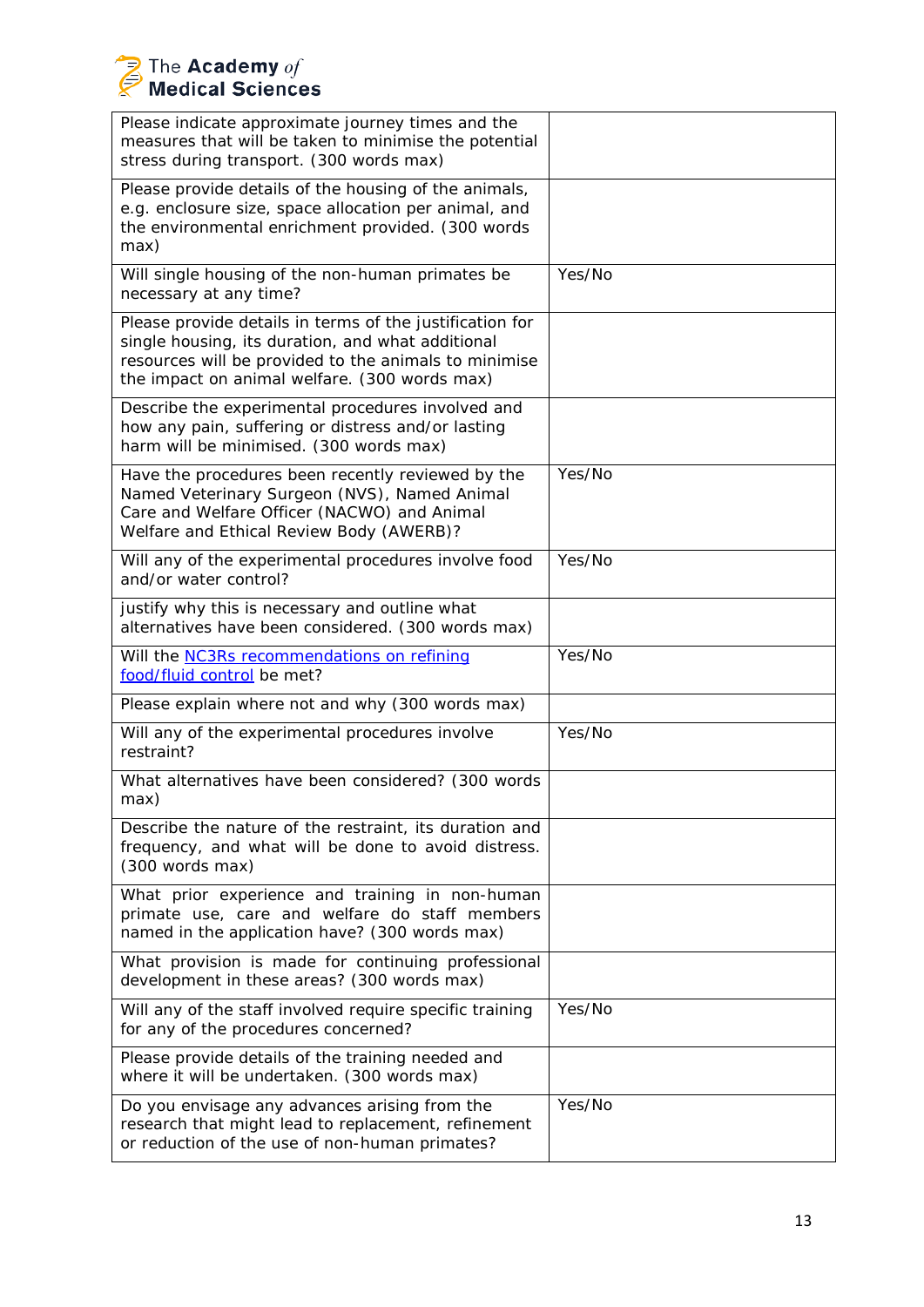| | |
|---|---|
| Please indicate approximate journey times and the measures that will be taken to minimise the potential stress during transport. (300 words max) | |
| Please provide details of the housing of the animals, e.g. enclosure size, space allocation per animal, and the environmental enrichment provided. (300 words max) | |
| Will single housing of the non-human primates be necessary at any time? | Yes/No |
| Please provide details in terms of the justification for single housing, its duration, and what additional resources will be provided to the animals to minimise the impact on animal welfare. (300 words max) | |
| Describe the experimental procedures involved and how any pain, suffering or distress and/or lasting harm will be minimised. (300 words max) | |
| Have the procedures been recently reviewed by the Named Veterinary Surgeon (NVS), Named Animal Care and Welfare Officer (NACWO) and Animal Welfare and Ethical Review Body (AWERB)? | Yes/No |
| Will any of the experimental procedures involve food and/or water control? | Yes/No |
| justify why this is necessary and outline what alternatives have been considered. (300 words max) | |
| Will the [NC3Rs recommendations on refining food/fluid control]() be met? | Yes/No |
| Please explain where not and why (300 words max) | |
| Will any of the experimental procedures involve restraint? | Yes/No |
| What alternatives have been considered? (300 words max) | |
| Describe the nature of the restraint, its duration and frequency, and what will be done to avoid distress. (300 words max) | |
| What prior experience and training in non-human primate use, care and welfare do staff members named in the application have? (300 words max) | |
| What provision is made for continuing professional development in these areas? (300 words max) | |
| Will any of the staff involved require specific training for any of the procedures concerned? | Yes/No |
| Please provide details of the training needed and where it will be undertaken. (300 words max) | |
| Do you envisage any advances arising from the research that might lead to replacement, refinement or reduction of the use of non-human primates? | Yes/No |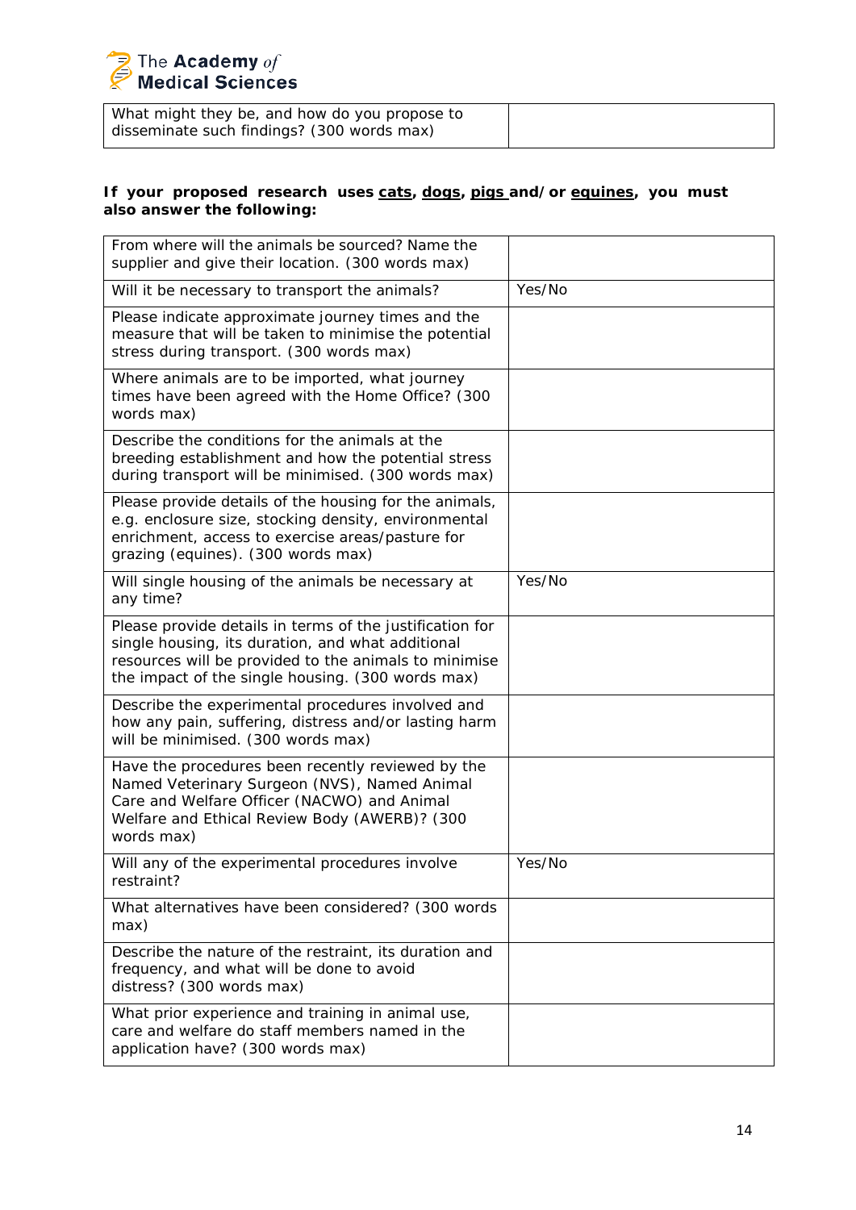| What might they be, and how do you propose to disseminate such findings? (300 words max) | |
|---|---|

**If your proposed research uses cats, dogs, pigs and/or equines, you must also answer the following:**

| From where will the animals be sourced? Name the supplier and give their location. (300 words max) | |
|---|---|
| Will it be necessary to transport the animals? | Yes/No |
| Please indicate approximate journey times and the measure that will be taken to minimise the potential stress during transport. (300 words max) | |
| Where animals are to be imported, what journey times have been agreed with the Home Office? (300 words max) | |
| Describe the conditions for the animals at the breeding establishment and how the potential stress during transport will be minimised. (300 words max) | |
| Please provide details of the housing for the animals, e.g. enclosure size, stocking density, environmental enrichment, access to exercise areas/pasture for grazing (equines). (300 words max) | |
| Will single housing of the animals be necessary at any time? | Yes/No |
| Please provide details in terms of the justification for single housing, its duration, and what additional resources will be provided to the animals to minimise the impact of the single housing. (300 words max) | |
| Describe the experimental procedures involved and how any pain, suffering, distress and/or lasting harm will be minimised. (300 words max) | |
| Have the procedures been recently reviewed by the Named Veterinary Surgeon (NVS), Named Animal Care and Welfare Officer (NACWO) and Animal Welfare and Ethical Review Body (AWERB)? (300 words max) | |
| Will any of the experimental procedures involve restraint? | Yes/No |
| What alternatives have been considered? (300 words max) | |
| Describe the nature of the restraint, its duration and frequency, and what will be done to avoid distress? (300 words max) | |
| What prior experience and training in animal use, care and welfare do staff members named in the application have? (300 words max) | |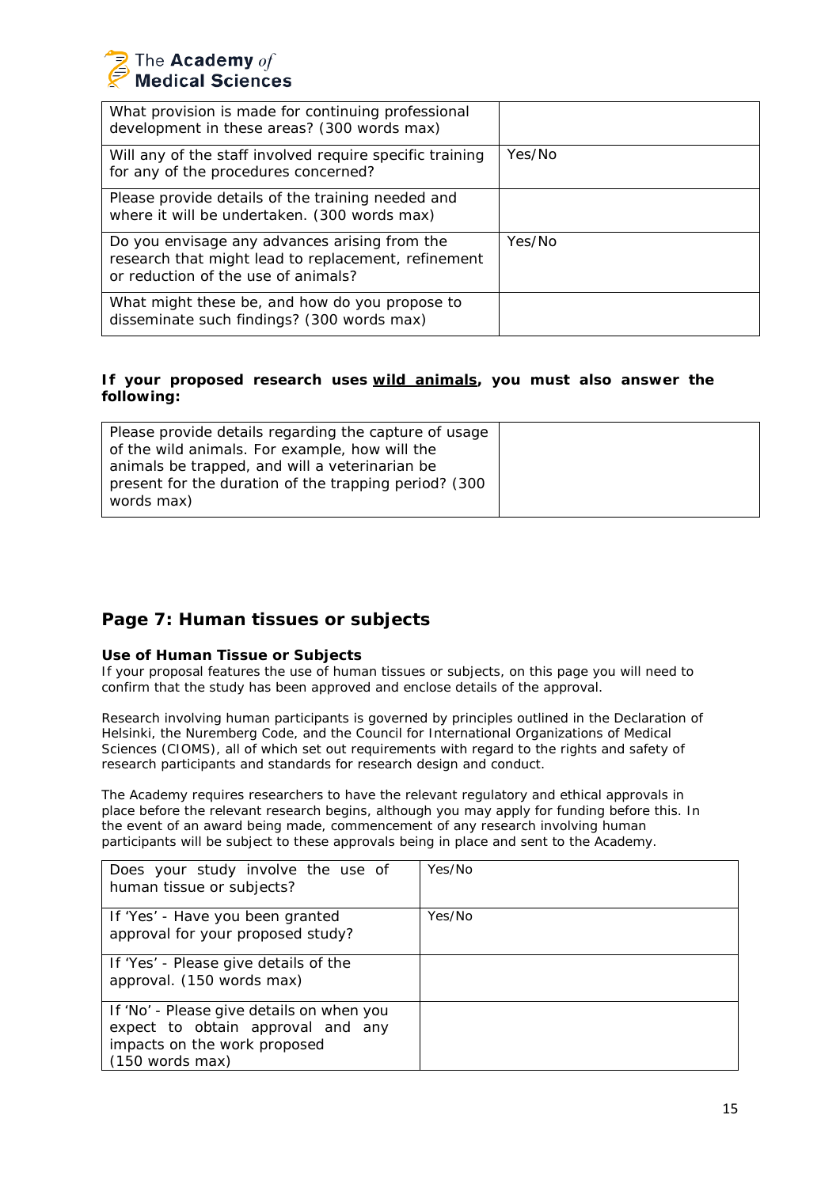| | |
|---|---|
| What provision is made for continuing professional development in these areas? (300 words max) | |
| Will any of the staff involved require specific training for any of the procedures concerned? | Yes/No |
| Please provide details of the training needed and where it will be undertaken. (300 words max) | |
| Do you envisage any advances arising from the research that might lead to replacement, refinement or reduction of the use of animals? | Yes/No |
| What might these be, and how do you propose to disseminate such findings? (300 words max) | |

**If your proposed research uses wild animals, you must also answer the following:**

| | |
|---|---|
| Please provide details regarding the capture of usage of the wild animals. For example, how will the animals be trapped, and will a veterinarian be present for the duration of the trapping period? (300 words max) | |

## Page 7: Human tissues or subjects

**Use of Human Tissue or Subjects**

If your proposal features the use of human tissues or subjects, on this page you will need to confirm that the study has been approved and enclose details of the approval.

Research involving human participants is governed by principles outlined in the Declaration of Helsinki, the Nuremberg Code, and the Council for International Organizations of Medical Sciences (CIOMS), all of which set out requirements with regard to the rights and safety of research participants and standards for research design and conduct.

The Academy requires researchers to have the relevant regulatory and ethical approvals in place before the relevant research begins, although you may apply for funding before this. In the event of an award being made, commencement of any research involving human participants will be subject to these approvals being in place and sent to the Academy.

| | |
|---|---|
| Does your study involve the use of human tissue or subjects? | Yes/No |
| If 'Yes' - Have you been granted approval for your proposed study? | Yes/No |
| If 'Yes' - Please give details of the approval. (150 words max) | |
| If 'No' - Please give details on when you expect to obtain approval and any impacts on the work proposed (150 words max) | |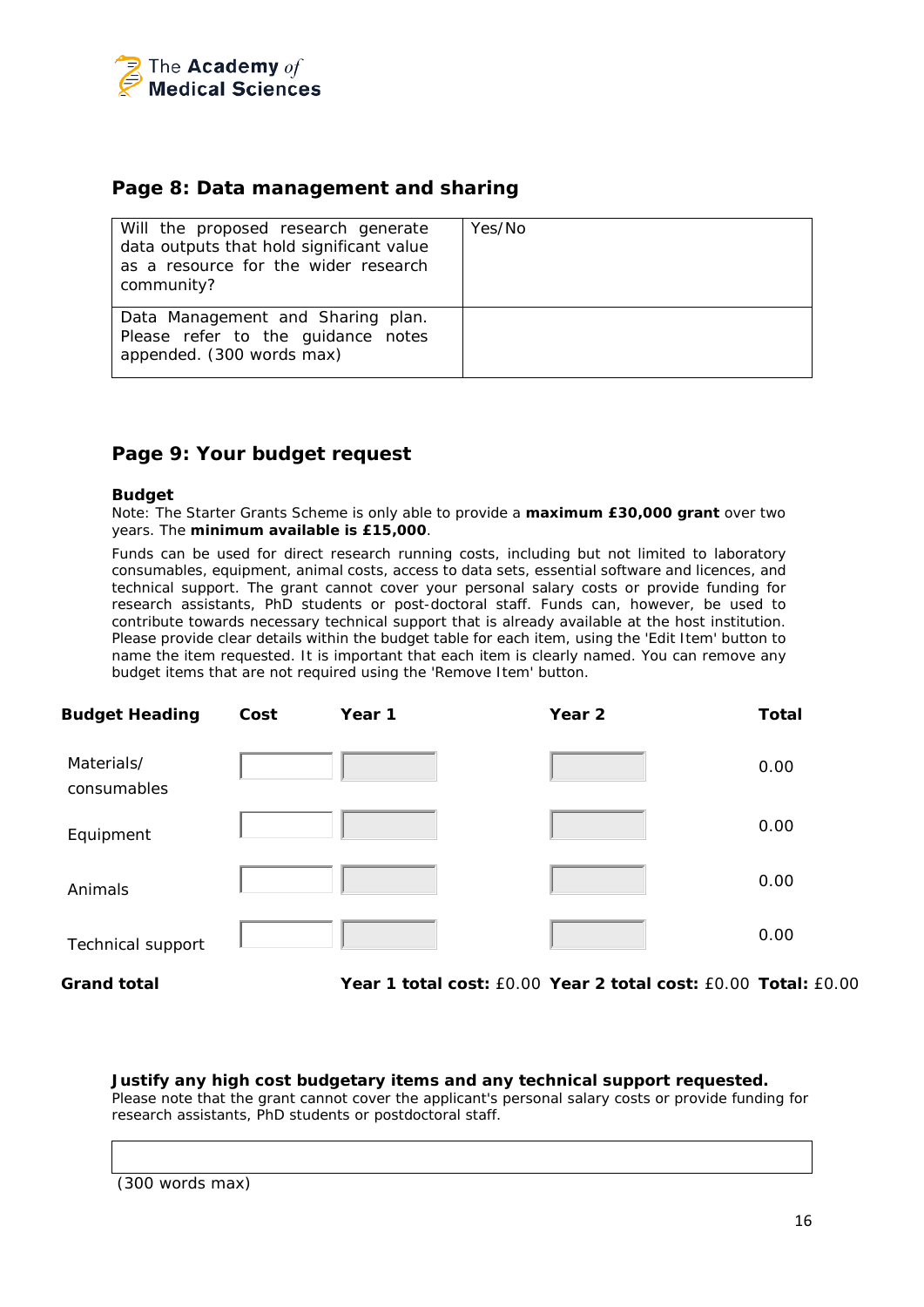## Page 8: Data management and sharing

| | |
|---|---|
| Will the proposed research generate data outputs that hold significant value as a resource for the wider research community? | Yes/No |
| Data Management and Sharing plan. Please refer to the guidance notes appended. (300 words max) | |

## Page 9: Your budget request

**Budget**

Note: The Starter Grants Scheme is only able to provide a **maximum £30,000 grant** over two years. The **minimum available is £15,000**.

Funds can be used for direct research running costs, including but not limited to laboratory consumables, equipment, animal costs, access to data sets, essential software and licences, and technical support. The grant cannot cover your personal salary costs or provide funding for research assistants, PhD students or post-doctoral staff. Funds can, however, be used to contribute towards necessary technical support that is already available at the host institution. Please provide clear details within the budget table for each item, using the 'Edit Item' button to name the item requested. It is important that each item is clearly named. You can remove any budget items that are not required using the 'Remove Item' button.

| Budget Heading | Cost | Year 1 | Year 2 | Total |
|---|---|---|---|---|
| Materials/ consumables | | | | 0.00 |
| Equipment | | | | 0.00 |
| Animals | | | | 0.00 |
| Technical support | | | | 0.00 |
| **Grand total** | | **Year 1 total cost:** £0.00 | **Year 2 total cost:** £0.00 | **Total:** £0.00 |

**Justify any high cost budgetary items and any technical support requested.**

Please note that the grant cannot cover the applicant's personal salary costs or provide funding for research assistants, PhD students or postdoctoral staff.

| |
|---|
| |

(300 words max)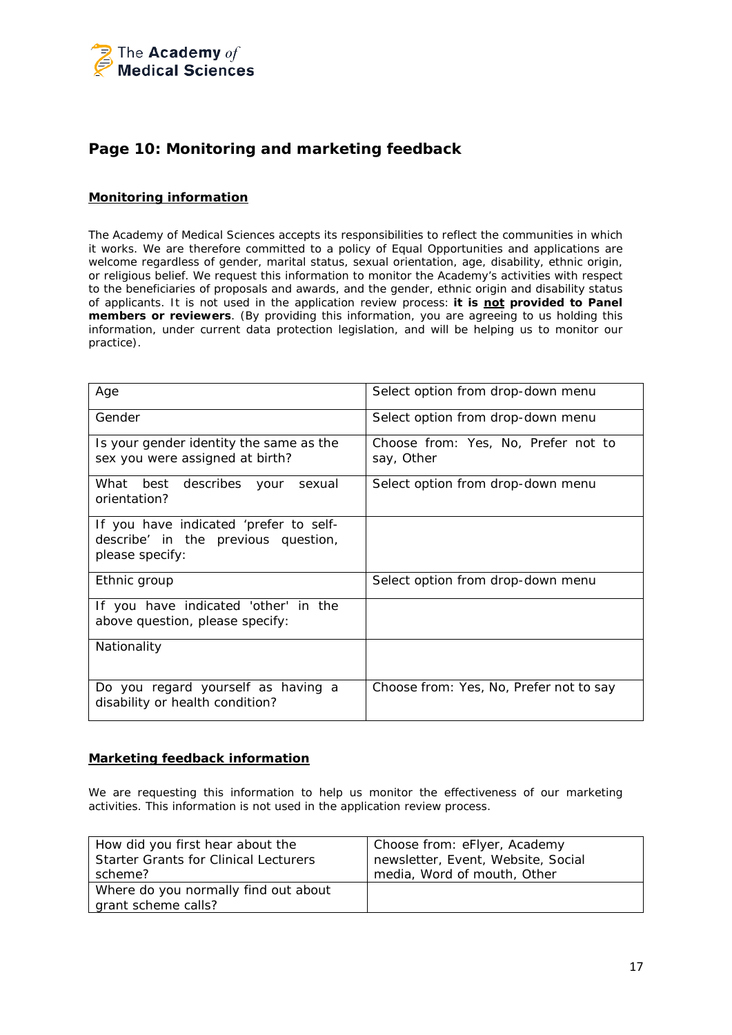## Page 10: Monitoring and marketing feedback

### Monitoring information

The Academy of Medical Sciences accepts its responsibilities to reflect the communities in which it works. We are therefore committed to a policy of Equal Opportunities and applications are welcome regardless of gender, marital status, sexual orientation, age, disability, ethnic origin, or religious belief. We request this information to monitor the Academy's activities with respect to the beneficiaries of proposals and awards, and the gender, ethnic origin and disability status of applicants. It is not used in the application review process: **it is not provided to Panel members or reviewers**. (By providing this information, you are agreeing to us holding this information, under current data protection legislation, and will be helping us to monitor our practice).

| | |
|---|---|
| Age | Select option from drop-down menu |
| Gender | Select option from drop-down menu |
| Is your gender identity the same as the sex you were assigned at birth? | Choose from: Yes, No, Prefer not to say, Other |
| What best describes your sexual orientation? | Select option from drop-down menu |
| If you have indicated 'prefer to self-describe' in the previous question, please specify: | |
| Ethnic group | Select option from drop-down menu |
| If you have indicated 'other' in the above question, please specify: | |
| Nationality | |
| Do you regard yourself as having a disability or health condition? | Choose from: Yes, No, Prefer not to say |

### Marketing feedback information

We are requesting this information to help us monitor the effectiveness of our marketing activities. This information is not used in the application review process.

| | |
|---|---|
| How did you first hear about the Starter Grants for Clinical Lecturers scheme? | Choose from: eFlyer, Academy newsletter, Event, Website, Social media, Word of mouth, Other |
| Where do you normally find out about grant scheme calls? | |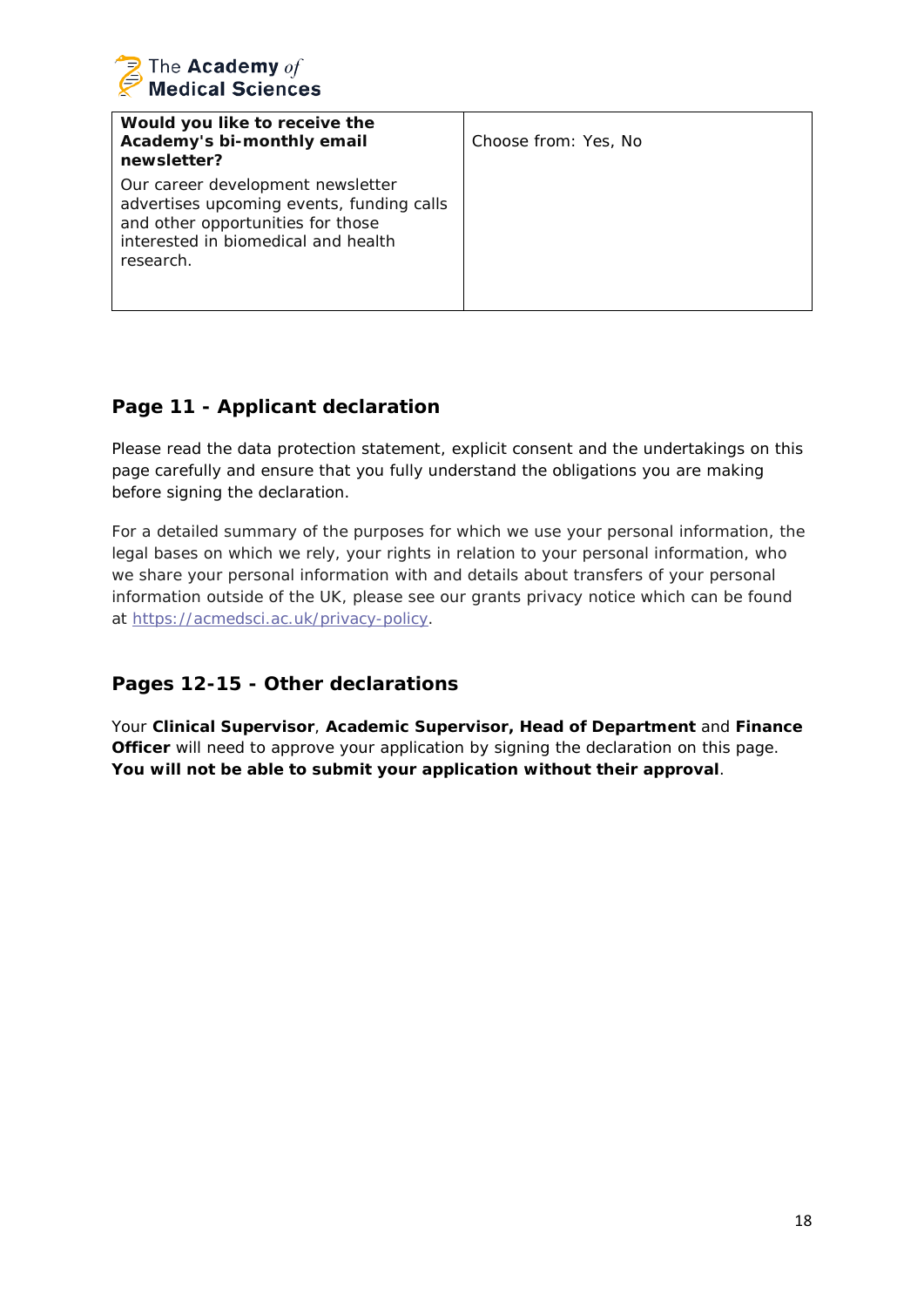| **Would you like to receive the Academy's bi-monthly email newsletter?**<br><br>Our career development newsletter advertises upcoming events, funding calls and other opportunities for those interested in biomedical and health research. | Choose from: Yes, No |
|---|---|

## Page 11 - Applicant declaration

Please read the data protection statement, explicit consent and the undertakings on this page carefully and ensure that you fully understand the obligations you are making before signing the declaration.

For a detailed summary of the purposes for which we use your personal information, the legal bases on which we rely, your rights in relation to your personal information, who we share your personal information with and details about transfers of your personal information outside of the UK, please see our grants privacy notice which can be found at https://acmedsci.ac.uk/privacy-policy.

## Pages 12-15 - Other declarations

Your **Clinical Supervisor**, **Academic Supervisor, Head of Department** and **Finance Officer** will need to approve your application by signing the declaration on this page. **You will not be able to submit your application without their approval**.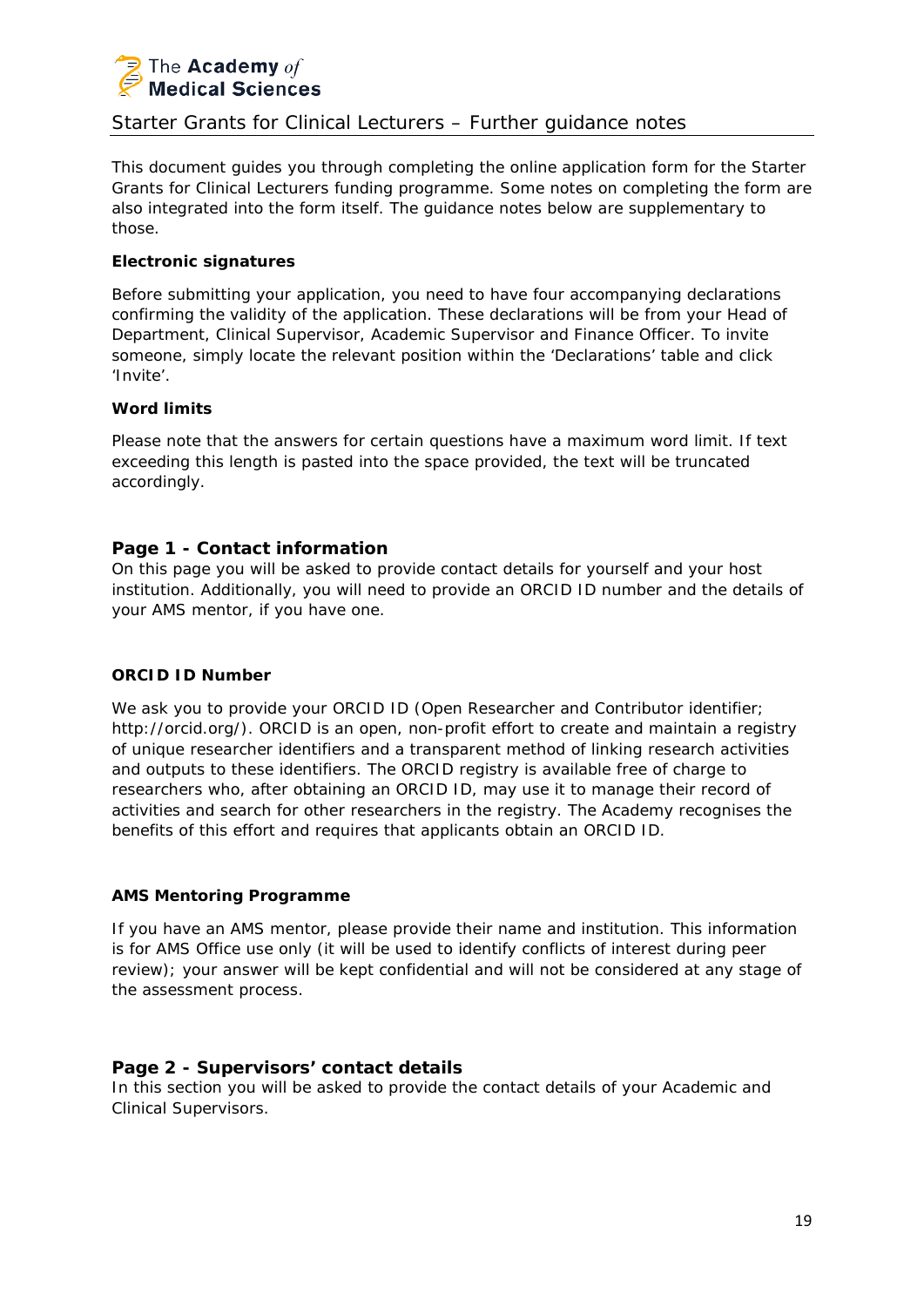# Starter Grants for Clinical Lecturers – Further guidance notes

This document guides you through completing the online application form for the Starter Grants for Clinical Lecturers funding programme. Some notes on completing the form are also integrated into the form itself. The guidance notes below are supplementary to those.

**Electronic signatures**

Before submitting your application, you need to have four accompanying declarations confirming the validity of the application. These declarations will be from your Head of Department, Clinical Supervisor, Academic Supervisor and Finance Officer. To invite someone, simply locate the relevant position within the 'Declarations' table and click 'Invite'.

**Word limits**

Please note that the answers for certain questions have a maximum word limit. If text exceeding this length is pasted into the space provided, the text will be truncated accordingly.

## Page 1 - Contact information

On this page you will be asked to provide contact details for yourself and your host institution. Additionally, you will need to provide an ORCID ID number and the details of your AMS mentor, if you have one.

**ORCID ID Number**

We ask you to provide your ORCID ID (Open Researcher and Contributor identifier; http://orcid.org/). ORCID is an open, non-profit effort to create and maintain a registry of unique researcher identifiers and a transparent method of linking research activities and outputs to these identifiers. The ORCID registry is available free of charge to researchers who, after obtaining an ORCID ID, may use it to manage their record of activities and search for other researchers in the registry. The Academy recognises the benefits of this effort and requires that applicants obtain an ORCID ID.

**AMS Mentoring Programme**

If you have an AMS mentor, please provide their name and institution. This information is for AMS Office use only (it will be used to identify conflicts of interest during peer review); your answer will be kept confidential and will not be considered at any stage of the assessment process.

## Page 2 - Supervisors' contact details

In this section you will be asked to provide the contact details of your Academic and Clinical Supervisors.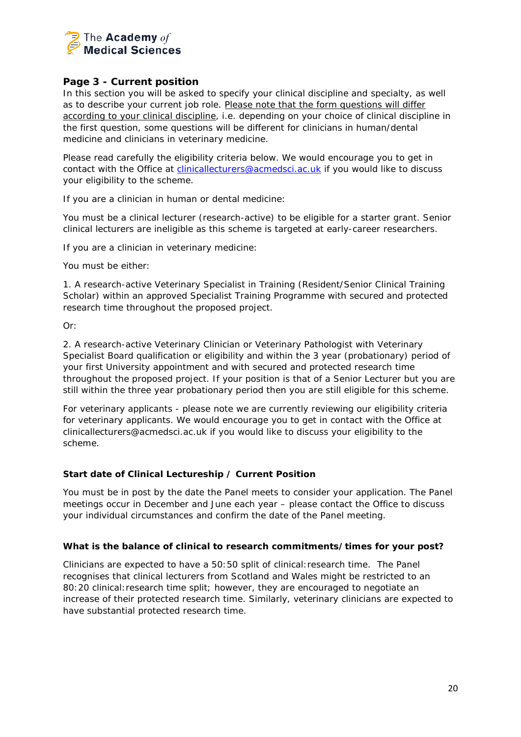## Page 3 - Current position

In this section you will be asked to specify your clinical discipline and specialty, as well as to describe your current job role. Please note that the form questions will differ according to your clinical discipline, i.e. depending on your choice of clinical discipline in the first question, some questions will be different for clinicians in human/dental medicine and clinicians in veterinary medicine.

Please read carefully the eligibility criteria below. We would encourage you to get in contact with the Office at clinicallecturers@acmedsci.ac.uk if you would like to discuss your eligibility to the scheme.

If you are a clinician in human or dental medicine:

You must be a clinical lecturer (research-active) to be eligible for a starter grant. Senior clinical lecturers are ineligible as this scheme is targeted at early-career researchers.

If you are a clinician in veterinary medicine:

You must be either:

1. A research-active Veterinary Specialist in Training (Resident/Senior Clinical Training Scholar) within an approved Specialist Training Programme with secured and protected research time throughout the proposed project.

Or:

2. A research-active Veterinary Clinician or Veterinary Pathologist with Veterinary Specialist Board qualification or eligibility and within the 3 year (probationary) period of your first University appointment and with secured and protected research time throughout the proposed project. If your position is that of a Senior Lecturer but you are still within the three year probationary period then you are still eligible for this scheme.

For veterinary applicants - please note we are currently reviewing our eligibility criteria for veterinary applicants. We would encourage you to get in contact with the Office at clinicallecturers@acmedsci.ac.uk if you would like to discuss your eligibility to the scheme.

### Start date of Clinical Lectureship / Current Position

You must be in post by the date the Panel meets to consider your application. The Panel meetings occur in December and June each year – please contact the Office to discuss your individual circumstances and confirm the date of the Panel meeting.

### What is the balance of clinical to research commitments/times for your post?

Clinicians are expected to have a 50:50 split of clinical:research time. The Panel recognises that clinical lecturers from Scotland and Wales might be restricted to an 80:20 clinical:research time split; however, they are encouraged to negotiate an increase of their protected research time. Similarly, veterinary clinicians are expected to have substantial protected research time.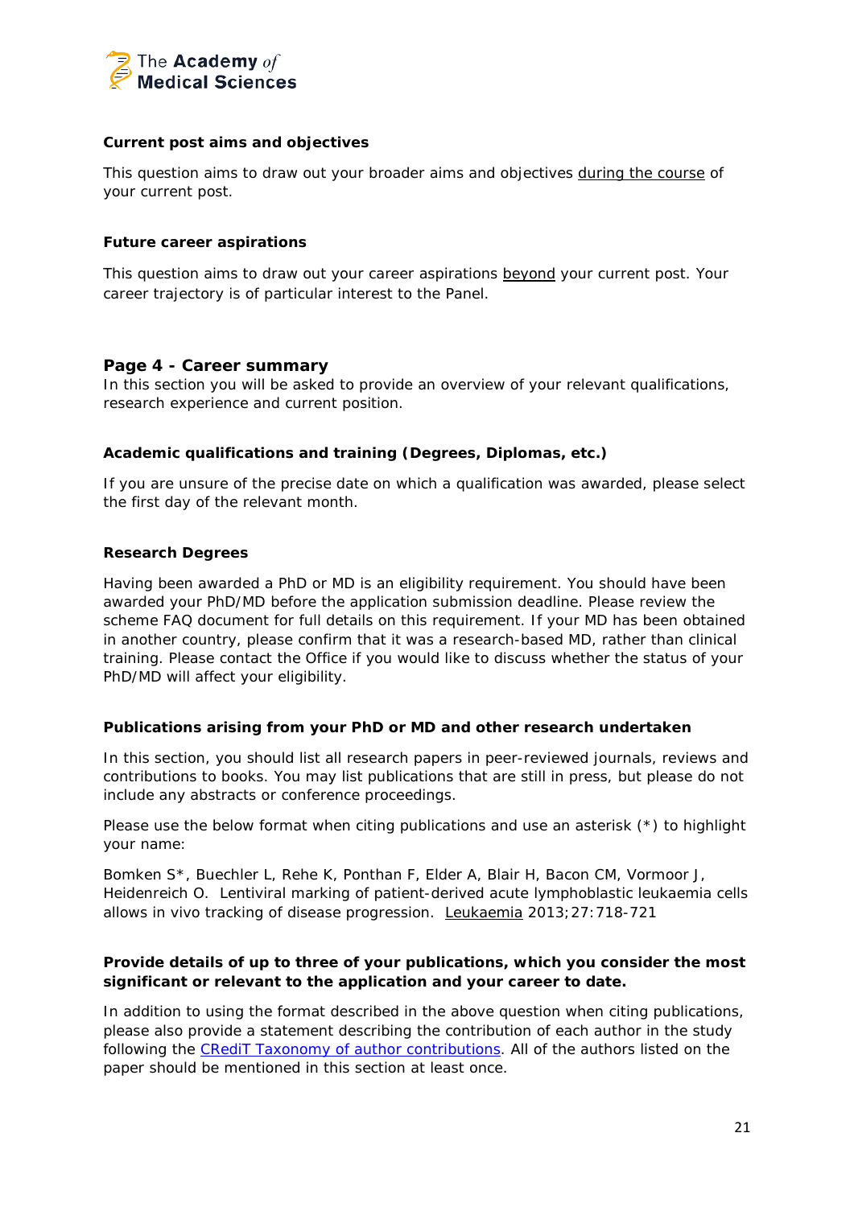### Current post aims and objectives

This question aims to draw out your broader aims and objectives <u>during the course</u> of your current post.

### Future career aspirations

This question aims to draw out your career aspirations <u>beyond</u> your current post. Your career trajectory is of particular interest to the Panel.

## Page 4 - Career summary

In this section you will be asked to provide an overview of your relevant qualifications, research experience and current position.

### Academic qualifications and training (Degrees, Diplomas, etc.)

If you are unsure of the precise date on which a qualification was awarded, please select the first day of the relevant month.

### Research Degrees

Having been awarded a PhD or MD is an eligibility requirement. You should have been awarded your PhD/MD before the application submission deadline. Please review the scheme FAQ document for full details on this requirement. If your MD has been obtained in another country, please confirm that it was a research-based MD, rather than clinical training. Please contact the Office if you would like to discuss whether the status of your PhD/MD will affect your eligibility.

### Publications arising from your PhD or MD and other research undertaken

In this section, you should list all research papers in peer-reviewed journals, reviews and contributions to books. You may list publications that are still in press, but please do not include any abstracts or conference proceedings.

Please use the below format when citing publications and use an asterisk (*) to highlight your name:

Bomken S*, Buechler L, Rehe K, Ponthan F, Elder A, Blair H, Bacon CM, Vormoor J, Heidenreich O. Lentiviral marking of patient-derived acute lymphoblastic leukaemia cells allows in vivo tracking of disease progression. <u>Leukaemia</u> 2013;27:718-721

### Provide details of up to three of your publications, which you consider the most significant or relevant to the application and your career to date.

In addition to using the format described in the above question when citing publications, please also provide a statement describing the contribution of each author in the study following the CRediT Taxonomy of author contributions. All of the authors listed on the paper should be mentioned in this section at least once.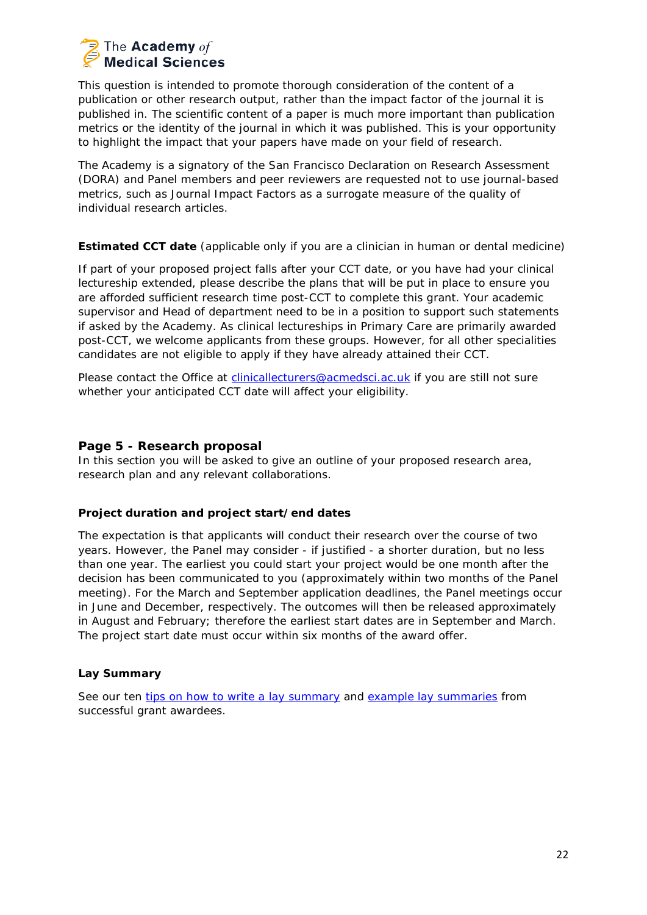This question is intended to promote thorough consideration of the content of a publication or other research output, rather than the impact factor of the journal it is published in. The scientific content of a paper is much more important than publication metrics or the identity of the journal in which it was published. This is your opportunity to highlight the impact that your papers have made on your field of research.

The Academy is a signatory of the San Francisco Declaration on Research Assessment (DORA) and Panel members and peer reviewers are requested not to use journal-based metrics, such as Journal Impact Factors as a surrogate measure of the quality of individual research articles.

**Estimated CCT date** (applicable only if you are a clinician in human or dental medicine)

If part of your proposed project falls after your CCT date, or you have had your clinical lectureship extended, please describe the plans that will be put in place to ensure you are afforded sufficient research time post-CCT to complete this grant. Your academic supervisor and Head of department need to be in a position to support such statements if asked by the Academy. As clinical lectureships in Primary Care are primarily awarded post-CCT, we welcome applicants from these groups. However, for all other specialities candidates are not eligible to apply if they have already attained their CCT.

Please contact the Office at [clinicallecturers@acmedsci.ac.uk](mailto:clinicallecturers@acmedsci.ac.uk) if you are still not sure whether your anticipated CCT date will affect your eligibility.

## Page 5 - Research proposal

In this section you will be asked to give an outline of your proposed research area, research plan and any relevant collaborations.

**Project duration and project start/end dates**

The expectation is that applicants will conduct their research over the course of two years. However, the Panel may consider - if justified - a shorter duration, but no less than one year. The earliest you could start your project would be one month after the decision has been communicated to you (approximately within two months of the Panel meeting). For the March and September application deadlines, the Panel meetings occur in June and December, respectively. The outcomes will then be released approximately in August and February; therefore the earliest start dates are in September and March. The project start date must occur within six months of the award offer.

**Lay Summary**

See our ten tips on how to write a lay summary and example lay summaries from successful grant awardees.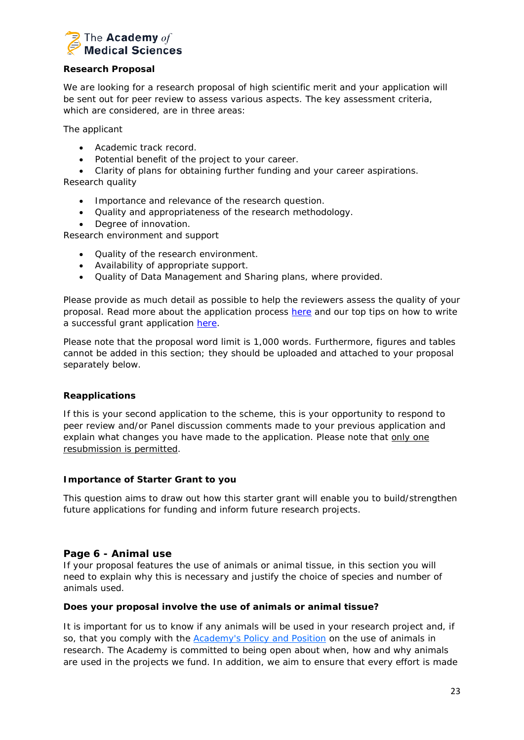**Research Proposal**

We are looking for a research proposal of high scientific merit and your application will be sent out for peer review to assess various aspects. The key assessment criteria, which are considered, are in three areas:

The applicant

- Academic track record.
- Potential benefit of the project to your career.
- Clarity of plans for obtaining further funding and your career aspirations.

Research quality

- Importance and relevance of the research question.
- Quality and appropriateness of the research methodology.
- Degree of innovation.

Research environment and support

- Quality of the research environment.
- Availability of appropriate support.
- Quality of Data Management and Sharing plans, where provided.

Please provide as much detail as possible to help the reviewers assess the quality of your proposal. Read more about the application process here and our top tips on how to write a successful grant application here.

Please note that the proposal word limit is 1,000 words. Furthermore, figures and tables cannot be added in this section; they should be uploaded and attached to your proposal separately below.

**Reapplications**

If this is your second application to the scheme, this is your opportunity to respond to peer review and/or Panel discussion comments made to your previous application and explain what changes you have made to the application. Please note that only one resubmission is permitted.

**Importance of Starter Grant to you**

This question aims to draw out how this starter grant will enable you to build/strengthen future applications for funding and inform future research projects.

## Page 6 - Animal use

If your proposal features the use of animals or animal tissue, in this section you will need to explain why this is necessary and justify the choice of species and number of animals used.

**Does your proposal involve the use of animals or animal tissue?**

It is important for us to know if any animals will be used in your research project and, if so, that you comply with the Academy's Policy and Position on the use of animals in research. The Academy is committed to being open about when, how and why animals are used in the projects we fund. In addition, we aim to ensure that every effort is made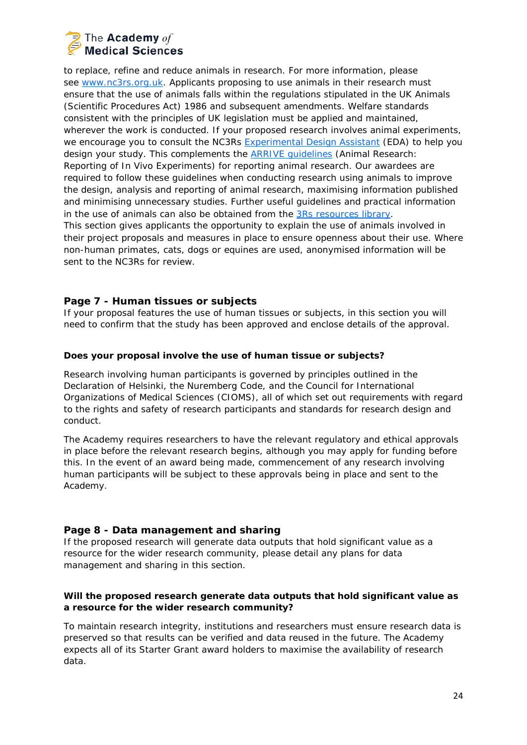to replace, refine and reduce animals in research. For more information, please see [www.nc3rs.org.uk](http://www.nc3rs.org.uk). Applicants proposing to use animals in their research must ensure that the use of animals falls within the regulations stipulated in the UK Animals (Scientific Procedures Act) 1986 and subsequent amendments. Welfare standards consistent with the principles of UK legislation must be applied and maintained, wherever the work is conducted. If your proposed research involves animal experiments, we encourage you to consult the NC3Rs Experimental Design Assistant (EDA) to help you design your study. This complements the ARRIVE guidelines (Animal Research: Reporting of In Vivo Experiments) for reporting animal research. Our awardees are required to follow these guidelines when conducting research using animals to improve the design, analysis and reporting of animal research, maximising information published and minimising unnecessary studies. Further useful guidelines and practical information in the use of animals can also be obtained from the 3Rs resources library.

This section gives applicants the opportunity to explain the use of animals involved in their project proposals and measures in place to ensure openness about their use. Where non-human primates, cats, dogs or equines are used, anonymised information will be sent to the NC3Rs for review.

## Page 7 - Human tissues or subjects

If your proposal features the use of human tissues or subjects, in this section you will need to confirm that the study has been approved and enclose details of the approval.

**Does your proposal involve the use of human tissue or subjects?**

Research involving human participants is governed by principles outlined in the Declaration of Helsinki, the Nuremberg Code, and the Council for International Organizations of Medical Sciences (CIOMS), all of which set out requirements with regard to the rights and safety of research participants and standards for research design and conduct.

The Academy requires researchers to have the relevant regulatory and ethical approvals in place before the relevant research begins, although you may apply for funding before this. In the event of an award being made, commencement of any research involving human participants will be subject to these approvals being in place and sent to the Academy.

## Page 8 - Data management and sharing

If the proposed research will generate data outputs that hold significant value as a resource for the wider research community, please detail any plans for data management and sharing in this section.

**Will the proposed research generate data outputs that hold significant value as a resource for the wider research community?**

To maintain research integrity, institutions and researchers must ensure research data is preserved so that results can be verified and data reused in the future. The Academy expects all of its Starter Grant award holders to maximise the availability of research data.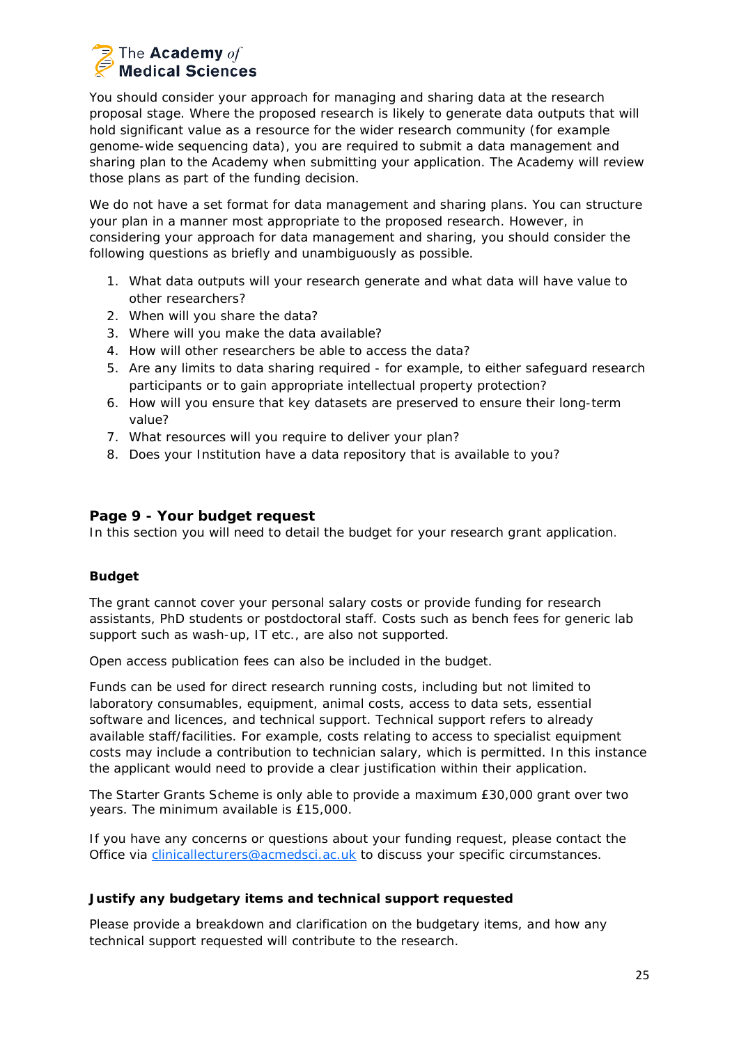You should consider your approach for managing and sharing data at the research proposal stage. Where the proposed research is likely to generate data outputs that will hold significant value as a resource for the wider research community (for example genome-wide sequencing data), you are required to submit a data management and sharing plan to the Academy when submitting your application. The Academy will review those plans as part of the funding decision.

We do not have a set format for data management and sharing plans. You can structure your plan in a manner most appropriate to the proposed research. However, in considering your approach for data management and sharing, you should consider the following questions as briefly and unambiguously as possible.

1. What data outputs will your research generate and what data will have value to other researchers?
2. When will you share the data?
3. Where will you make the data available?
4. How will other researchers be able to access the data?
5. Are any limits to data sharing required - for example, to either safeguard research participants or to gain appropriate intellectual property protection?
6. How will you ensure that key datasets are preserved to ensure their long-term value?
7. What resources will you require to deliver your plan?
8. Does your Institution have a data repository that is available to you?

## Page 9 - Your budget request

In this section you will need to detail the budget for your research grant application.

### Budget

The grant cannot cover your personal salary costs or provide funding for research assistants, PhD students or postdoctoral staff. Costs such as bench fees for generic lab support such as wash-up, IT etc., are also not supported.

Open access publication fees can also be included in the budget.

Funds can be used for direct research running costs, including but not limited to laboratory consumables, equipment, animal costs, access to data sets, essential software and licences, and technical support. Technical support refers to already available staff/facilities. For example, costs relating to access to specialist equipment costs may include a contribution to technician salary, which is permitted. In this instance the applicant would need to provide a clear justification within their application.

The Starter Grants Scheme is only able to provide a maximum £30,000 grant over two years. The minimum available is £15,000.

If you have any concerns or questions about your funding request, please contact the Office via clinicallecturers@acmedsci.ac.uk to discuss your specific circumstances.

### Justify any budgetary items and technical support requested

Please provide a breakdown and clarification on the budgetary items, and how any technical support requested will contribute to the research.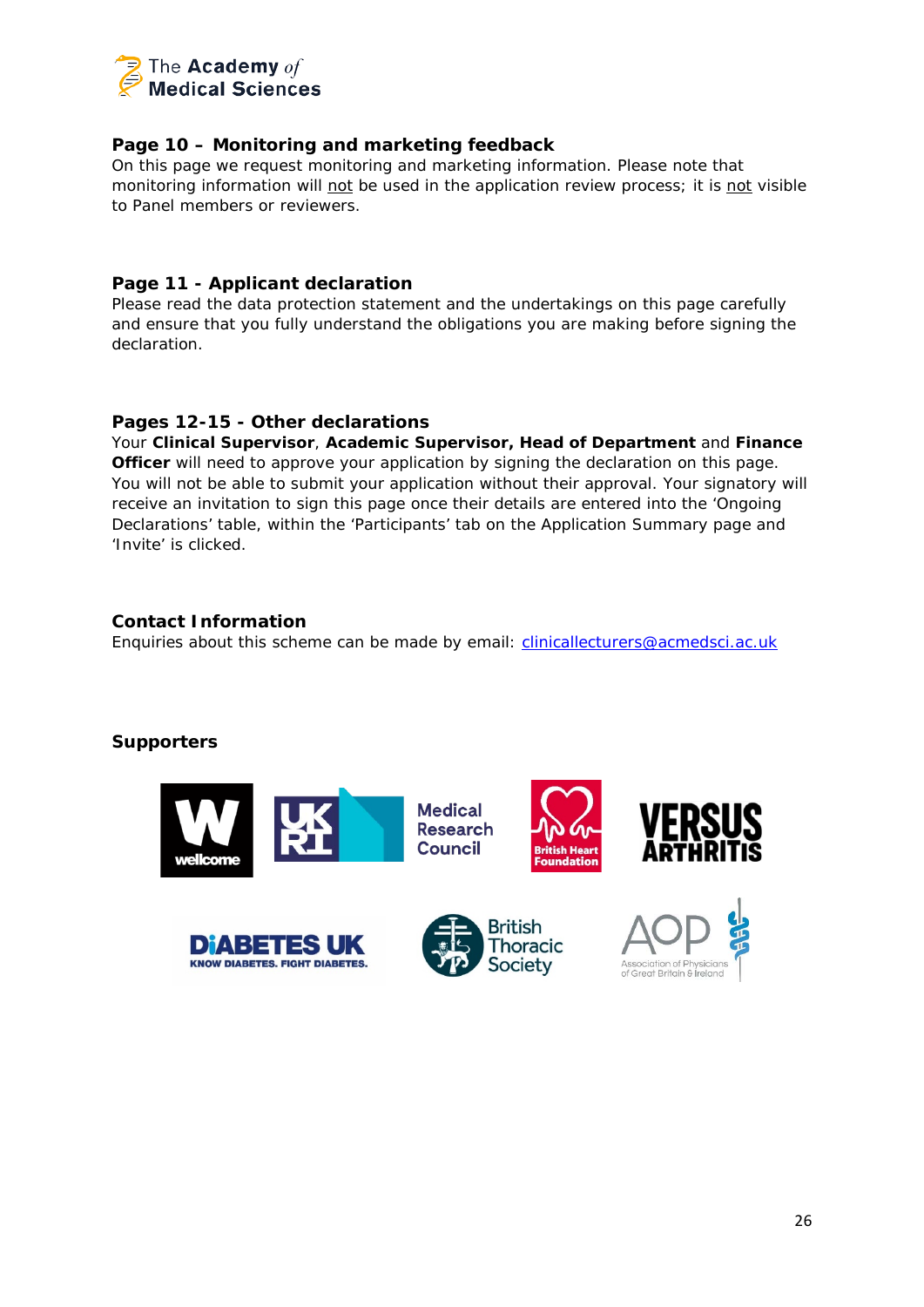## Page 10 – Monitoring and marketing feedback

On this page we request monitoring and marketing information. Please note that monitoring information will not be used in the application review process; it is not visible to Panel members or reviewers.

## Page 11 - Applicant declaration

Please read the data protection statement and the undertakings on this page carefully and ensure that you fully understand the obligations you are making before signing the declaration.

## Pages 12-15 - Other declarations

Your **Clinical Supervisor**, **Academic Supervisor, Head of Department** and **Finance Officer** will need to approve your application by signing the declaration on this page. You will not be able to submit your application without their approval. Your signatory will receive an invitation to sign this page once their details are entered into the 'Ongoing Declarations' table, within the 'Participants' tab on the Application Summary page and 'Invite' is clicked.

## Contact Information

Enquiries about this scheme can be made by email: clinicallecturers@acmedsci.ac.uk

## Supporters